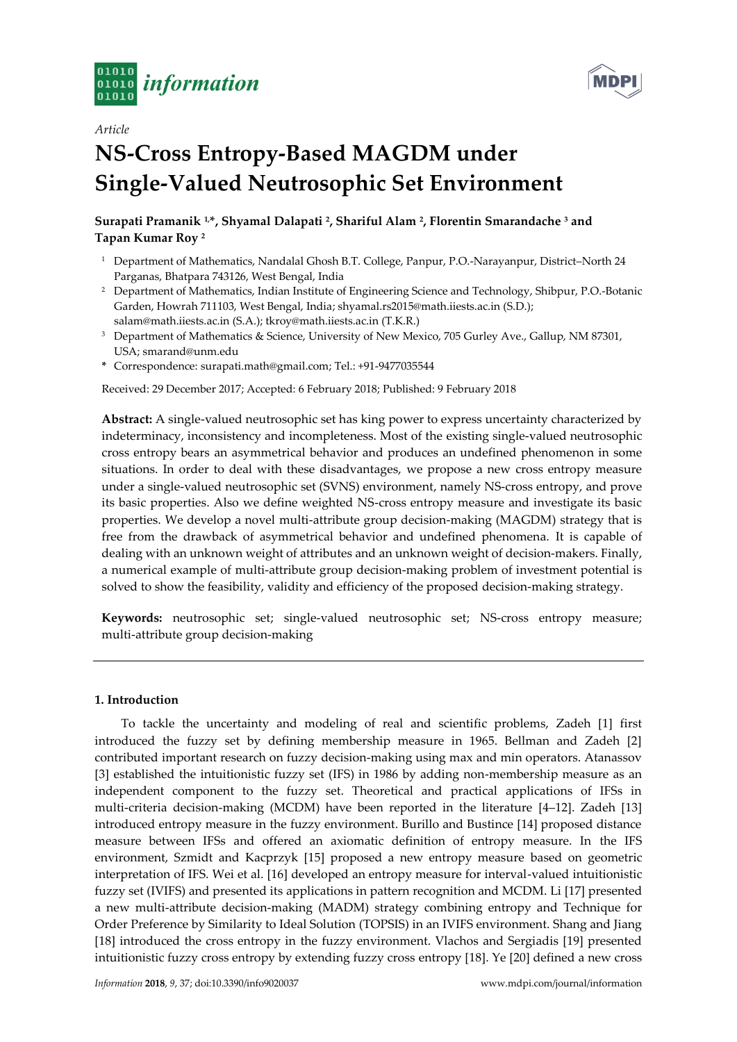*Article*

# NS-Cross Entropy-Based MAGDM under Single-Valued Neutrosophic Set Environment

**Surapati Pramanik [1,*], Shyamal Dalapati [2], Shariful Alam [2], Florentin Smarandache [3] and Tapan Kumar Roy [2]**

[1] Department of Mathematics, Nandalal Ghosh B.T. College, Panpur, P.O.-Narayanpur, District–North 24 Parganas, Bhatpara 743126, West Bengal, India

[2] Department of Mathematics, Indian Institute of Engineering Science and Technology, Shibpur, P.O.-Botanic Garden, Howrah 711103, West Bengal, India; shyamal.rs2015@math.iiests.ac.in (S.D.); salam@math.iiests.ac.in (S.A.); tkroy@math.iiests.ac.in (T.K.R.)

[3] Department of Mathematics & Science, University of New Mexico, 705 Gurley Ave., Gallup, NM 87301, USA; smarand@unm.edu

\* Correspondence: surapati.math@gmail.com; Tel.: +91-9477035544

Received: 29 December 2017; Accepted: 6 February 2018; Published: 9 February 2018

**Abstract:** A single-valued neutrosophic set has king power to express uncertainty characterized by indeterminacy, inconsistency and incompleteness. Most of the existing single-valued neutrosophic cross entropy bears an asymmetrical behavior and produces an undefined phenomenon in some situations. In order to deal with these disadvantages, we propose a new cross entropy measure under a single-valued neutrosophic set (SVNS) environment, namely NS-cross entropy, and prove its basic properties. Also we define weighted NS-cross entropy measure and investigate its basic properties. We develop a novel multi-attribute group decision-making (MAGDM) strategy that is free from the drawback of asymmetrical behavior and undefined phenomena. It is capable of dealing with an unknown weight of attributes and an unknown weight of decision-makers. Finally, a numerical example of multi-attribute group decision-making problem of investment potential is solved to show the feasibility, validity and efficiency of the proposed decision-making strategy.

**Keywords:** neutrosophic set; single-valued neutrosophic set; NS-cross entropy measure; multi-attribute group decision-making

## 1. Introduction

To tackle the uncertainty and modeling of real and scientific problems, Zadeh [1] first introduced the fuzzy set by defining membership measure in 1965. Bellman and Zadeh [2] contributed important research on fuzzy decision-making using max and min operators. Atanassov [3] established the intuitionistic fuzzy set (IFS) in 1986 by adding non-membership measure as an independent component to the fuzzy set. Theoretical and practical applications of IFSs in multi-criteria decision-making (MCDM) have been reported in the literature [4–12]. Zadeh [13] introduced entropy measure in the fuzzy environment. Burillo and Bustince [14] proposed distance measure between IFSs and offered an axiomatic definition of entropy measure. In the IFS environment, Szmidt and Kacprzyk [15] proposed a new entropy measure based on geometric interpretation of IFS. Wei et al. [16] developed an entropy measure for interval-valued intuitionistic fuzzy set (IVIFS) and presented its applications in pattern recognition and MCDM. Li [17] presented a new multi-attribute decision-making (MADM) strategy combining entropy and Technique for Order Preference by Similarity to Ideal Solution (TOPSIS) in an IVIFS environment. Shang and Jiang [18] introduced the cross entropy in the fuzzy environment. Vlachos and Sergiadis [19] presented intuitionistic fuzzy cross entropy by extending fuzzy cross entropy [18]. Ye [20] defined a new cross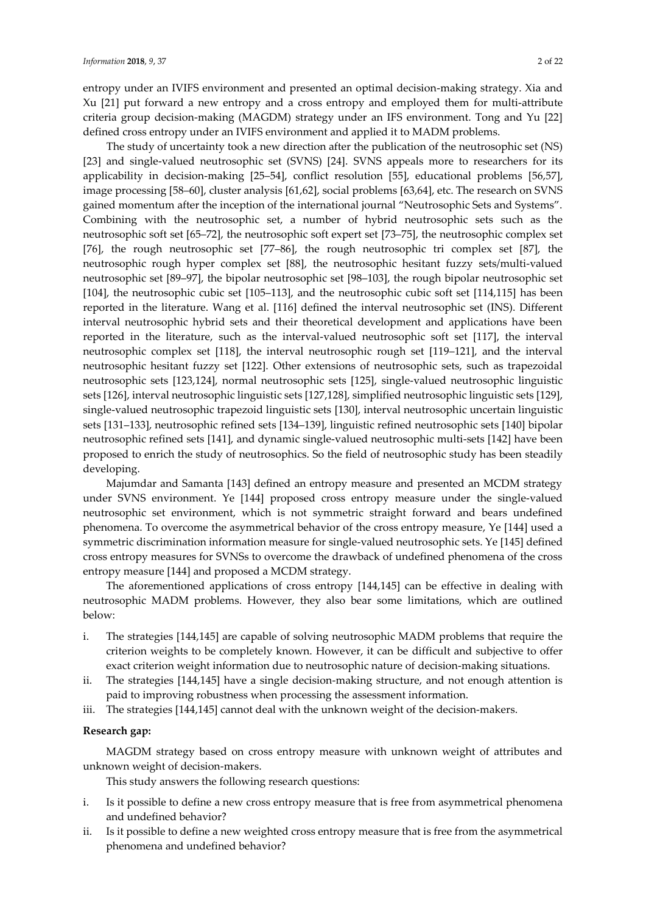entropy under an IVIFS environment and presented an optimal decision-making strategy. Xia and Xu [21] put forward a new entropy and a cross entropy and employed them for multi-attribute criteria group decision-making (MAGDM) strategy under an IFS environment. Tong and Yu [22] defined cross entropy under an IVIFS environment and applied it to MADM problems.

The study of uncertainty took a new direction after the publication of the neutrosophic set (NS) [23] and single-valued neutrosophic set (SVNS) [24]. SVNS appeals more to researchers for its applicability in decision-making [25–54], conflict resolution [55], educational problems [56,57], image processing [58–60], cluster analysis [61,62], social problems [63,64], etc. The research on SVNS gained momentum after the inception of the international journal "Neutrosophic Sets and Systems". Combining with the neutrosophic set, a number of hybrid neutrosophic sets such as the neutrosophic soft set [65–72], the neutrosophic soft expert set [73–75], the neutrosophic complex set [76], the rough neutrosophic set [77–86], the rough neutrosophic tri complex set [87], the neutrosophic rough hyper complex set [88], the neutrosophic hesitant fuzzy sets/multi-valued neutrosophic set [89–97], the bipolar neutrosophic set [98–103], the rough bipolar neutrosophic set [104], the neutrosophic cubic set [105–113], and the neutrosophic cubic soft set [114,115] has been reported in the literature. Wang et al. [116] defined the interval neutrosophic set (INS). Different interval neutrosophic hybrid sets and their theoretical development and applications have been reported in the literature, such as the interval-valued neutrosophic soft set [117], the interval neutrosophic complex set [118], the interval neutrosophic rough set [119–121], and the interval neutrosophic hesitant fuzzy set [122]. Other extensions of neutrosophic sets, such as trapezoidal neutrosophic sets [123,124], normal neutrosophic sets [125], single-valued neutrosophic linguistic sets [126], interval neutrosophic linguistic sets [127,128], simplified neutrosophic linguistic sets [129], single-valued neutrosophic trapezoid linguistic sets [130], interval neutrosophic uncertain linguistic sets [131–133], neutrosophic refined sets [134–139], linguistic refined neutrosophic sets [140] bipolar neutrosophic refined sets [141], and dynamic single-valued neutrosophic multi-sets [142] have been proposed to enrich the study of neutrosophics. So the field of neutrosophic study has been steadily developing.

Majumdar and Samanta [143] defined an entropy measure and presented an MCDM strategy under SVNS environment. Ye [144] proposed cross entropy measure under the single-valued neutrosophic set environment, which is not symmetric straight forward and bears undefined phenomena. To overcome the asymmetrical behavior of the cross entropy measure, Ye [144] used a symmetric discrimination information measure for single-valued neutrosophic sets. Ye [145] defined cross entropy measures for SVNSs to overcome the drawback of undefined phenomena of the cross entropy measure [144] and proposed a MCDM strategy.

The aforementioned applications of cross entropy [144,145] can be effective in dealing with neutrosophic MADM problems. However, they also bear some limitations, which are outlined below:

i. The strategies [144,145] are capable of solving neutrosophic MADM problems that require the criterion weights to be completely known. However, it can be difficult and subjective to offer exact criterion weight information due to neutrosophic nature of decision-making situations.
ii. The strategies [144,145] have a single decision-making structure, and not enough attention is paid to improving robustness when processing the assessment information.
iii. The strategies [144,145] cannot deal with the unknown weight of the decision-makers.

**Research gap:**

MAGDM strategy based on cross entropy measure with unknown weight of attributes and unknown weight of decision-makers.

This study answers the following research questions:

i. Is it possible to define a new cross entropy measure that is free from asymmetrical phenomena and undefined behavior?
ii. Is it possible to define a new weighted cross entropy measure that is free from the asymmetrical phenomena and undefined behavior?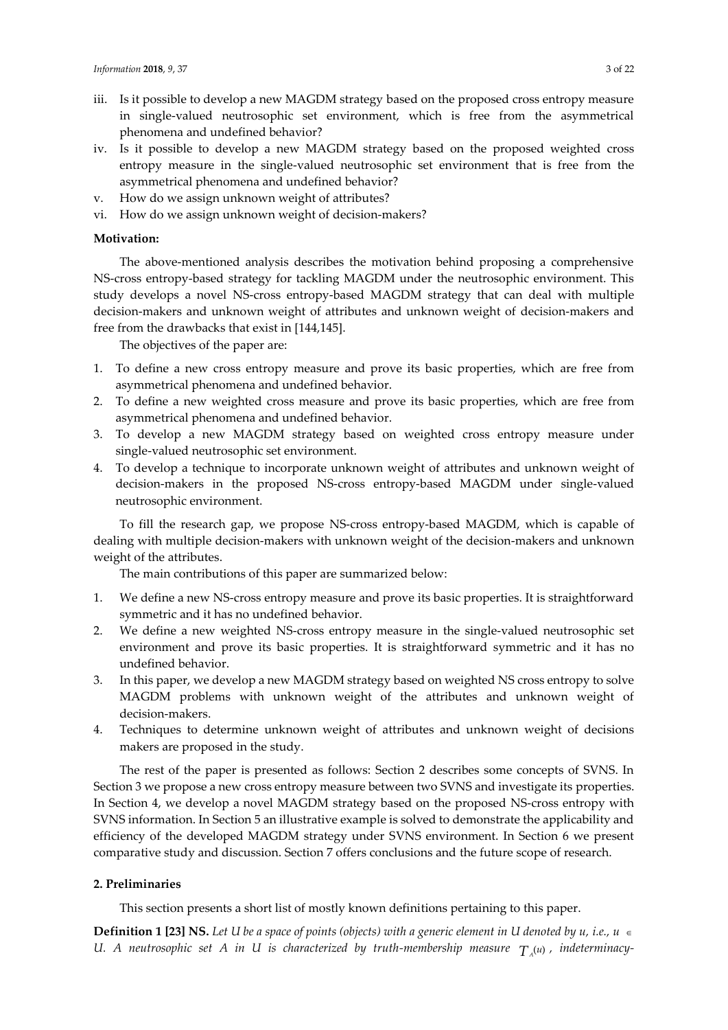iii. Is it possible to develop a new MAGDM strategy based on the proposed cross entropy measure in single-valued neutrosophic set environment, which is free from the asymmetrical phenomena and undefined behavior?
iv. Is it possible to develop a new MAGDM strategy based on the proposed weighted cross entropy measure in the single-valued neutrosophic set environment that is free from the asymmetrical phenomena and undefined behavior?
v. How do we assign unknown weight of attributes?
vi. How do we assign unknown weight of decision-makers?

**Motivation:**

The above-mentioned analysis describes the motivation behind proposing a comprehensive NS-cross entropy-based strategy for tackling MAGDM under the neutrosophic environment. This study develops a novel NS-cross entropy-based MAGDM strategy that can deal with multiple decision-makers and unknown weight of attributes and unknown weight of decision-makers and free from the drawbacks that exist in [144,145].

The objectives of the paper are:

1. To define a new cross entropy measure and prove its basic properties, which are free from asymmetrical phenomena and undefined behavior.
2. To define a new weighted cross measure and prove its basic properties, which are free from asymmetrical phenomena and undefined behavior.
3. To develop a new MAGDM strategy based on weighted cross entropy measure under single-valued neutrosophic set environment.
4. To develop a technique to incorporate unknown weight of attributes and unknown weight of decision-makers in the proposed NS-cross entropy-based MAGDM under single-valued neutrosophic environment.

To fill the research gap, we propose NS-cross entropy-based MAGDM, which is capable of dealing with multiple decision-makers with unknown weight of the decision-makers and unknown weight of the attributes.

The main contributions of this paper are summarized below:

1. We define a new NS-cross entropy measure and prove its basic properties. It is straightforward symmetric and it has no undefined behavior.
2. We define a new weighted NS-cross entropy measure in the single-valued neutrosophic set environment and prove its basic properties. It is straightforward symmetric and it has no undefined behavior.
3. In this paper, we develop a new MAGDM strategy based on weighted NS cross entropy to solve MAGDM problems with unknown weight of the attributes and unknown weight of decision-makers.
4. Techniques to determine unknown weight of attributes and unknown weight of decisions makers are proposed in the study.

The rest of the paper is presented as follows: Section 2 describes some concepts of SVNS. In Section 3 we propose a new cross entropy measure between two SVNS and investigate its properties. In Section 4, we develop a novel MAGDM strategy based on the proposed NS-cross entropy with SVNS information. In Section 5 an illustrative example is solved to demonstrate the applicability and efficiency of the developed MAGDM strategy under SVNS environment. In Section 6 we present comparative study and discussion. Section 7 offers conclusions and the future scope of research.

## 2. Preliminaries

This section presents a short list of mostly known definitions pertaining to this paper.

**Definition 1 [23] NS.** *Let U be a space of points (objects) with a generic element in U denoted by u, i.e., $u \in U$. A neutrosophic set A in U is characterized by truth-membership measure $T_A(u)$, indeterminacy-*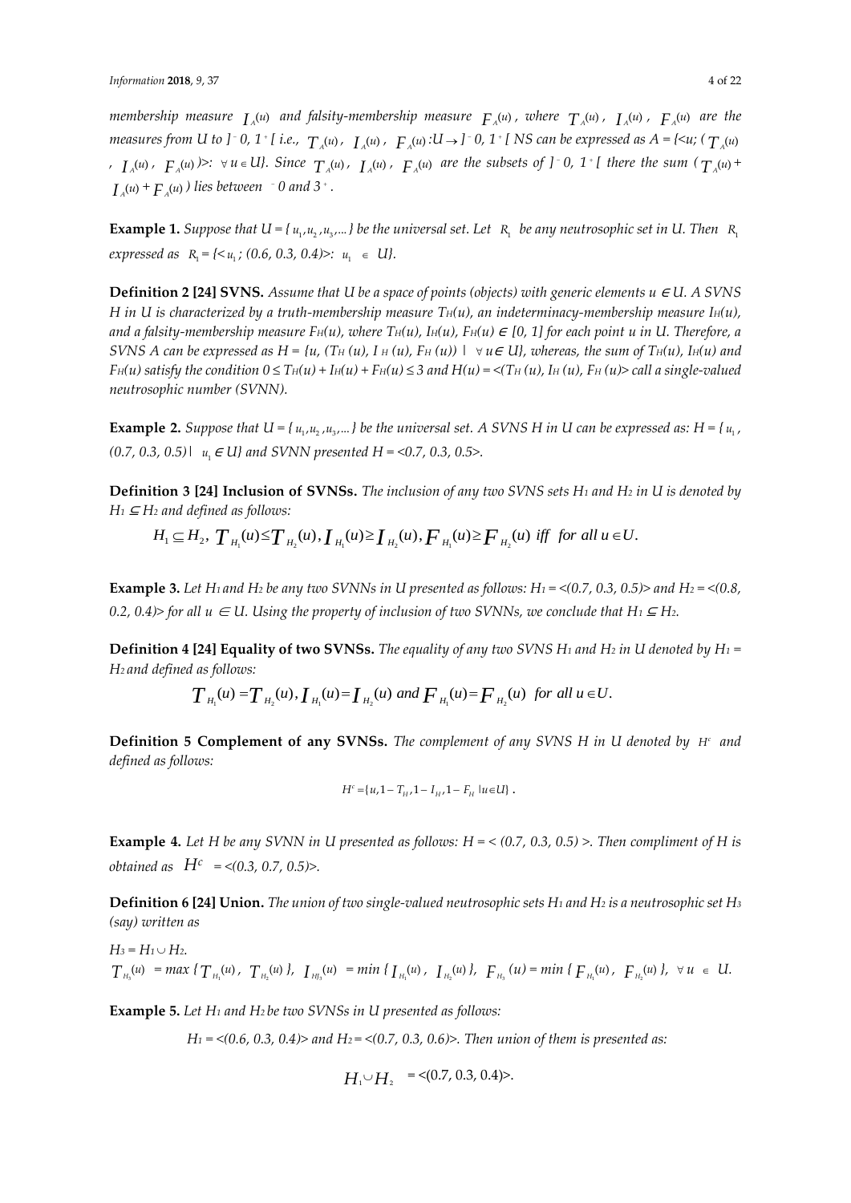*membership measure* $I_A(u)$ *and falsity-membership measure* $F_A(u)$*, where* $T_A(u)$*,* $I_A(u)$*,* $F_A(u)$ *are the measures from U to* $]^-0, 1^+[$ *i.e.,* $T_A(u)$*,* $I_A(u)$*,* $F_A(u)$ $:U \to ]^-0, 1^+[$ *NS can be expressed as* $A = \{<u; (T_A(u), I_A(u), F_A(u))>: \forall u \in U\}$*. Since* $T_A(u)$*,* $I_A(u)$*,* $F_A(u)$ *are the subsets of* $]^-0, 1^+[$ *there the sum* $(T_A(u) + I_A(u) + F_A(u))$ *lies between* $^-0$ *and* $3^+$*.*

**Example 1.** *Suppose that* $U = \{u_1, u_2, u_3, \ldots\}$ *be the universal set. Let* $R_1$ *be any neutrosophic set in U. Then* $R_1$ *expressed as* $R_1 = \{<u_1; (0.6, 0.3, 0.4)>: u_1 \in U\}$*.*

**Definition 2 [24] SVNS.** *Assume that U be a space of points (objects) with generic elements* $u \in U$*. A SVNS H in U is characterized by a truth-membership measure* $T_H(u)$*, an indeterminacy-membership measure* $I_H(u)$*, and a falsity-membership measure* $F_H(u)$*, where* $T_H(u), I_H(u), F_H(u) \in [0, 1]$ *for each point u in U. Therefore, a SVNS A can be expressed as* $H = \{u, (T_H(u), I_H(u), F_H(u)) \mid \forall u \in U\}$*, whereas, the sum of* $T_H(u)$*,* $I_H(u)$ *and* $F_H(u)$ *satisfy the condition* $0 \leq T_H(u) + I_H(u) + F_H(u) \leq 3$ *and* $H(u) = <(T_H(u), I_H(u), F_H(u)>$ *call a single-valued neutrosophic number (SVNN).*

**Example 2.** *Suppose that* $U = \{u_1, u_2, u_3, \ldots\}$ *be the universal set. A SVNS H in U can be expressed as:* $H = \{u_1, (0.7, 0.3, 0.5) \mid u_1 \in U\}$ *and SVNN presented* $H = <0.7, 0.3, 0.5>$*.*

**Definition 3 [24] Inclusion of SVNSs.** *The inclusion of any two SVNS sets* $H_1$ *and* $H_2$ *in U is denoted by* $H_1 \subseteq H_2$ *and defined as follows:*

$$H_1 \subseteq H_2,\ T_{H_1}(u) \leq T_{H_2}(u), I_{H_1}(u) \geq I_{H_2}(u), F_{H_1}(u) \geq F_{H_2}(u) \text{ iff for all } u \in U.$$

**Example 3.** *Let* $H_1$ *and* $H_2$ *be any two SVNNs in U presented as follows:* $H_1 = <(0.7, 0.3, 0.5)>$ *and* $H_2 = <(0.8, 0.2, 0.4)>$ *for all* $u \in U$*. Using the property of inclusion of two SVNNs, we conclude that* $H_1 \subseteq H_2$*.*

**Definition 4 [24] Equality of two SVNSs.** *The equality of any two SVNS* $H_1$ *and* $H_2$ *in U denoted by* $H_1 = H_2$ *and defined as follows:*

$$T_{H_1}(u) = T_{H_2}(u), I_{H_1}(u) = I_{H_2}(u) \text{ and } F_{H_1}(u) = F_{H_2}(u) \text{ for all } u \in U.$$

**Definition 5 Complement of any SVNSs.** *The complement of any SVNS H in U denoted by* $H^c$ *and defined as follows:*

$$H^c = \{u, 1 - T_H, 1 - I_H, 1 - F_H \mid u \in U\}.$$

**Example 4.** *Let H be any SVNN in U presented as follows:* $H = <(0.7, 0.3, 0.5)>$*. Then compliment of H is obtained as* $H^c = <(0.3, 0.7, 0.5)>$*.*

**Definition 6 [24] Union.** *The union of two single-valued neutrosophic sets* $H_1$ *and* $H_2$ *is a neutrosophic set* $H_3$ *(say) written as*

$H_3 = H_1 \cup H_2$*.*

$T_{H_3}(u) = \max\{T_{H_1}(u), T_{H_2}(u)\}$*,* $I_{H_3}(u) = \min\{I_{H_1}(u), I_{H_2}(u)\}$*,* $F_{H_3}(u) = \min\{F_{H_1}(u), F_{H_2}(u)\}$*,* $\forall u \in U$*.*

**Example 5.** *Let* $H_1$ *and* $H_2$ *be two SVNSs in U presented as follows:*

$H_1 = <(0.6, 0.3, 0.4)>$ *and* $H_2 = <(0.7, 0.3, 0.6)>$*. Then union of them is presented as:*

$$H_1 \cup H_2 = <(0.7, 0.3, 0.4)>.$$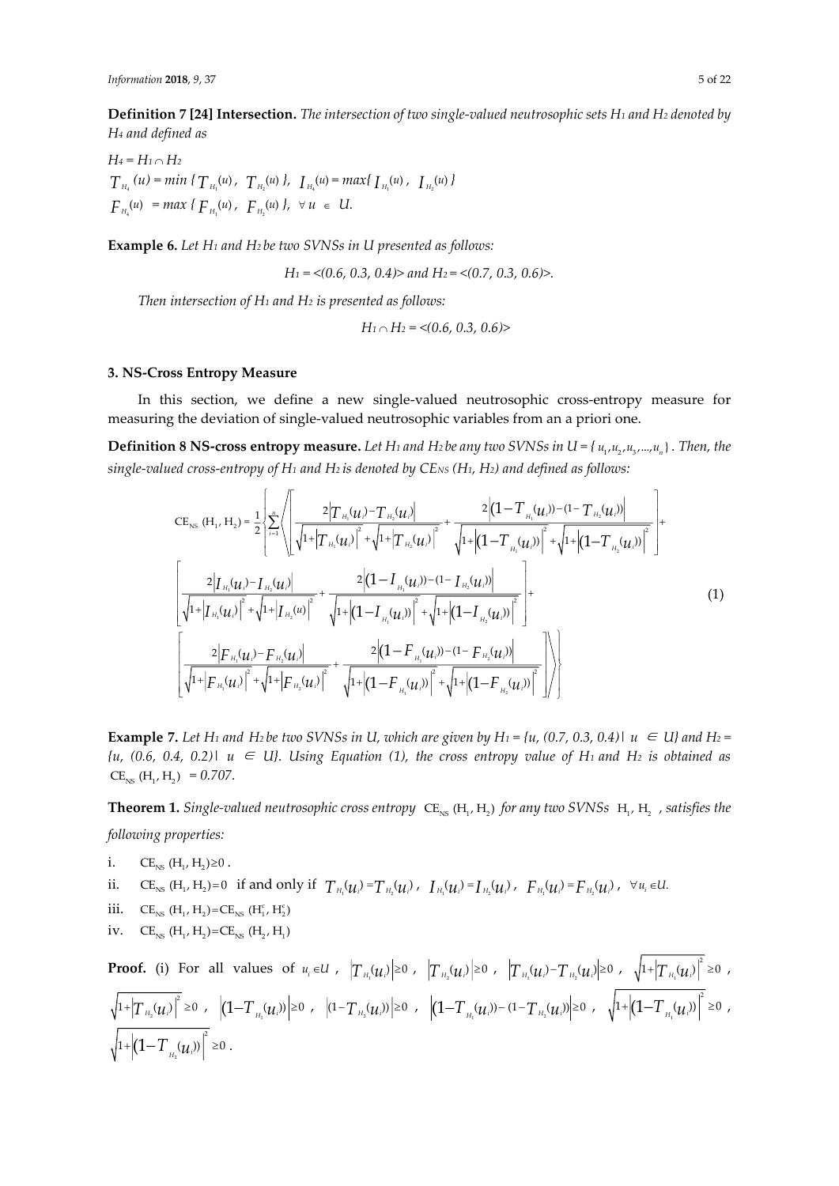**Definition 7 [24] Intersection.** *The intersection of two single-valued neutrosophic sets $H_1$ and $H_2$ denoted by $H_4$ and defined as*

$H_4 = H_1 \cap H_2$

$T_{H_4}(u) = \min\{T_{H_1}(u), T_{H_2}(u)\}$, $I_{H_4}(u) = \max\{I_{H_1}(u), I_{H_2}(u)\}$

$F_{H_4}(u) = \max\{F_{H_1}(u), F_{H_2}(u)\}$, $\forall u \in U$.

**Example 6.** *Let $H_1$ and $H_2$ be two SVNSs in U presented as follows:*

$$H_1 = \langle(0.6, 0.3, 0.4)\rangle \text{ and } H_2 = \langle(0.7, 0.3, 0.6)\rangle.$$

*Then intersection of $H_1$ and $H_2$ is presented as follows:*

$$H_1 \cap H_2 = \langle(0.6, 0.3, 0.6)\rangle$$

### 3. NS-Cross Entropy Measure

In this section, we define a new single-valued neutrosophic cross-entropy measure for measuring the deviation of single-valued neutrosophic variables from an a priori one.

**Definition 8 NS-cross entropy measure.** *Let $H_1$ and $H_2$ be any two SVNSs in $U = \{u_1, u_2, u_3, \ldots, u_n\}$. Then, the single-valued cross-entropy of $H_1$ and $H_2$ is denoted by $CE_{NS}(H_1, H_2)$ and defined as follows:*

$$\mathrm{CE_{NS}}(\mathrm{H_1}, \mathrm{H_2}) = \frac{1}{2}\left\{\sum_{i=1}^{n}\left\langle\left[\frac{2\left|T_{H_1}(u_i) - T_{H_2}(u_i)\right|}{\sqrt{1+\left|T_{H_1}(u_i)\right|^2} + \sqrt{1+\left|T_{H_2}(u_i)\right|^2}} + \frac{2\left|(1-T_{H_1}(u_i)) - (1-T_{H_2}(u_i))\right|}{\sqrt{1+\left|(1-T_{H_1}(u_i))\right|^2} + \sqrt{1+\left|(1-T_{H_2}(u_i))\right|^2}}\right] + \left[\frac{2\left|I_{H_1}(u_i) - I_{H_2}(u_i)\right|}{\sqrt{1+\left|I_{H_1}(u_i)\right|^2} + \sqrt{1+\left|I_{H_2}(u_i)\right|^2}} + \frac{2\left|(1-I_{H_1}(u_i)) - (1-I_{H_2}(u_i))\right|}{\sqrt{1+\left|(1-I_{H_1}(u_i))\right|^2} + \sqrt{1+\left|(1-I_{H_2}(u_i))\right|^2}}\right] + \left[\frac{2\left|F_{H_1}(u_i) - F_{H_2}(u_i)\right|}{\sqrt{1+\left|F_{H_1}(u_i)\right|^2} + \sqrt{1+\left|F_{H_2}(u_i)\right|^2}} + \frac{2\left|(1-F_{H_1}(u_i)) - (1-F_{H_2}(u_i))\right|}{\sqrt{1+\left|(1-F_{H_1}(u_i))\right|^2} + \sqrt{1+\left|(1-F_{H_2}(u_i))\right|^2}}\right]\right\rangle\right\} \quad (1)$$

**Example 7.** *Let $H_1$ and $H_2$ be two SVNSs in U, which are given by $H_1 = \{u, (0.7, 0.3, 0.4) \mid u \in U\}$ and $H_2 = \{u, (0.6, 0.4, 0.2) \mid u \in U\}$. Using Equation (1), the cross entropy value of $H_1$ and $H_2$ is obtained as $\mathrm{CE_{NS}}(\mathrm{H_1}, \mathrm{H_2}) = 0.707$.*

**Theorem 1.** *Single-valued neutrosophic cross entropy $\mathrm{CE_{NS}}(\mathrm{H_1}, \mathrm{H_2})$ for any two SVNSs $\mathrm{H_1}, \mathrm{H_2}$, satisfies the following properties:*

i. $\mathrm{CE_{NS}}(\mathrm{H_1}, \mathrm{H_2}) \geq 0$.

ii. $\mathrm{CE_{NS}}(\mathrm{H_1}, \mathrm{H_2}) = 0$ if and only if $T_{H_1}(u_i) = T_{H_2}(u_i)$, $I_{H_1}(u_i) = I_{H_2}(u_i)$, $F_{H_1}(u_i) = F_{H_2}(u_i)$, $\forall u_i \in U$.

iii. $\mathrm{CE_{NS}}(\mathrm{H_1}, \mathrm{H_2}) = \mathrm{CE_{NS}}(\mathrm{H_1^c}, \mathrm{H_2^c})$

iv. $\mathrm{CE_{NS}}(\mathrm{H_1}, \mathrm{H_2}) = \mathrm{CE_{NS}}(\mathrm{H_2}, \mathrm{H_1})$

**Proof.** (i) For all values of $u_i \in U$, $\left|T_{H_1}(u_i)\right| \geq 0$, $\left|T_{H_2}(u_i)\right| \geq 0$, $\left|T_{H_1}(u_i) - T_{H_2}(u_i)\right| \geq 0$, $\sqrt{1+\left|T_{H_1}(u_i)\right|^2} \geq 0$, $\sqrt{1+\left|T_{H_2}(u_i)\right|^2} \geq 0$, $\left|(1-T_{H_1}(u_i))\right| \geq 0$, $\left|(1-T_{H_2}(u_i))\right| \geq 0$, $\left|(1-T_{H_1}(u_i)) - (1-T_{H_2}(u_i))\right| \geq 0$, $\sqrt{1+\left|(1-T_{H_1}(u_i))\right|^2} \geq 0$, $\sqrt{1+\left|(1-T_{H_2}(u_i))\right|^2} \geq 0$.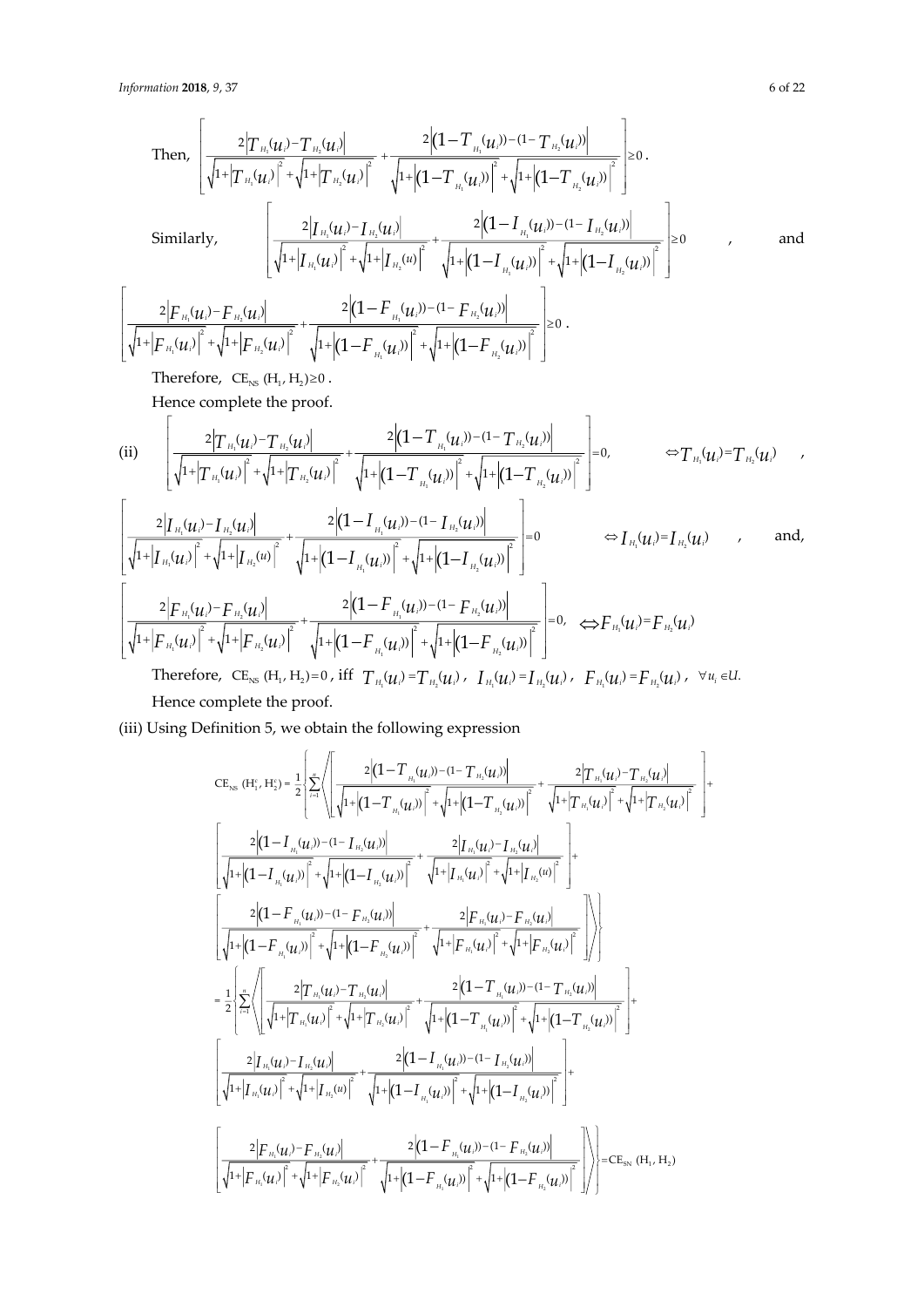Then, $\left[\frac{2\left|T_{H_1}(u_i)-T_{H_2}(u_i)\right|}{\sqrt{1+\left|T_{H_1}(u_i)\right|^2}+\sqrt{1+\left|T_{H_2}(u_i)\right|^2}}+\frac{2\left|(1-T_{H_1}(u_i))-(1-T_{H_2}(u_i))\right|}{\sqrt{1+\left|(1-T_{H_1}(u_i))\right|^2}+\sqrt{1+\left|(1-T_{H_2}(u_i))\right|^2}}\right]\geq 0$.

Similarly, $\left[\frac{2\left|I_{H_1}(u_i)-I_{H_2}(u_i)\right|}{\sqrt{1+\left|I_{H_1}(u_i)\right|^2}+\sqrt{1+\left|I_{H_2}(u)\right|^2}}+\frac{2\left|(1-I_{H_1}(u_i))-(1-I_{H_2}(u_i))\right|}{\sqrt{1+\left|(1-I_{H_1}(u_i))\right|^2}+\sqrt{1+\left|(1-I_{H_2}(u_i))\right|^2}}\right]\geq 0$, and

$$\left[\frac{2\left|F_{H_1}(u_i)-F_{H_2}(u_i)\right|}{\sqrt{1+\left|F_{H_1}(u_i)\right|^2}+\sqrt{1+\left|F_{H_2}(u_i)\right|^2}}+\frac{2\left|(1-F_{H_1}(u_i))-(1-F_{H_2}(u_i))\right|}{\sqrt{1+\left|(1-F_{H_1}(u_i))\right|^2}+\sqrt{1+\left|(1-F_{H_2}(u_i))\right|^2}}\right]\geq 0.$$

Therefore, $\mathrm{CE_{NS}}\,(\mathrm{H_1},\mathrm{H_2})\geq 0$.

Hence complete the proof.

(ii) $\left[\frac{2\left|T_{H_1}(u_i)-T_{H_2}(u_i)\right|}{\sqrt{1+\left|T_{H_1}(u_i)\right|^2}+\sqrt{1+\left|T_{H_2}(u_i)\right|^2}}+\frac{2\left|(1-T_{H_1}(u_i))-(1-T_{H_2}(u_i))\right|}{\sqrt{1+\left|(1-T_{H_1}(u_i))\right|^2}+\sqrt{1+\left|(1-T_{H_2}(u_i))\right|^2}}\right]=0, \quad \Leftrightarrow T_{H_1}(u_i)=T_{H_2}(u_i)$,

$\left[\frac{2\left|I_{H_1}(u_i)-I_{H_2}(u_i)\right|}{\sqrt{1+\left|I_{H_1}(u_i)\right|^2}+\sqrt{1+\left|I_{H_2}(u)\right|^2}}+\frac{2\left|(1-I_{H_1}(u_i))-(1-I_{H_2}(u_i))\right|}{\sqrt{1+\left|(1-I_{H_1}(u_i))\right|^2}+\sqrt{1+\left|(1-I_{H_2}(u_i))\right|^2}}\right]=0 \quad \Leftrightarrow I_{H_1}(u_i)=I_{H_2}(u_i)$, and,

$$\left[\frac{2\left|F_{H_1}(u_i)-F_{H_2}(u_i)\right|}{\sqrt{1+\left|F_{H_1}(u_i)\right|^2}+\sqrt{1+\left|F_{H_2}(u_i)\right|^2}}+\frac{2\left|(1-F_{H_1}(u_i))-(1-F_{H_2}(u_i))\right|}{\sqrt{1+\left|(1-F_{H_1}(u_i))\right|^2}+\sqrt{1+\left|(1-F_{H_2}(u_i))\right|^2}}\right]=0, \quad \Leftrightarrow F_{H_1}(u_i)=F_{H_2}(u_i)$$

Therefore, $\mathrm{CE_{NS}}\,(\mathrm{H_1},\mathrm{H_2})=0$, iff $T_{H_1}(u_i)=T_{H_2}(u_i)$, $I_{H_1}(u_i)=I_{H_2}(u_i)$, $F_{H_1}(u_i)=F_{H_2}(u_i)$, $\forall u_i\in U$.

Hence complete the proof.

(iii) Using Definition 5, we obtain the following expression

$$\begin{aligned}
\mathrm{CE_{NS}}\,(\mathrm{H_1^c},\mathrm{H_2^c}) &= \frac{1}{2}\left\{\sum_{i=1}^{n}\left\langle\left[\frac{2\left|(1-T_{H_1}(u_i))-(1-T_{H_2}(u_i))\right|}{\sqrt{1+\left|(1-T_{H_1}(u_i))\right|^2}+\sqrt{1+\left|(1-T_{H_2}(u_i))\right|^2}}+\frac{2\left|T_{H_1}(u_i)-T_{H_2}(u_i)\right|}{\sqrt{1+\left|T_{H_1}(u_i)\right|^2}+\sqrt{1+\left|T_{H_2}(u_i)\right|^2}}\right]+\right.\right.\\
&\left[\frac{2\left|(1-I_{H_1}(u_i))-(1-I_{H_2}(u_i))\right|}{\sqrt{1+\left|(1-I_{H_1}(u_i))\right|^2}+\sqrt{1+\left|(1-I_{H_2}(u_i))\right|^2}}+\frac{2\left|I_{H_1}(u_i)-I_{H_2}(u_i)\right|}{\sqrt{1+\left|I_{H_1}(u_i)\right|^2}+\sqrt{1+\left|I_{H_2}(u)\right|^2}}\right]+\\
&\left.\left.\left[\frac{2\left|(1-F_{H_1}(u_i))-(1-F_{H_2}(u_i))\right|}{\sqrt{1+\left|(1-F_{H_1}(u_i))\right|^2}+\sqrt{1+\left|(1-F_{H_2}(u_i))\right|^2}}+\frac{2\left|F_{H_1}(u_i)-F_{H_2}(u_i)\right|}{\sqrt{1+\left|F_{H_1}(u_i)\right|^2}+\sqrt{1+\left|F_{H_2}(u_i)\right|^2}}\right]\right\rangle\right\}\\
&= \frac{1}{2}\left\{\sum_{i=1}^{n}\left\langle\left[\frac{2\left|T_{H_1}(u_i)-T_{H_2}(u_i)\right|}{\sqrt{1+\left|T_{H_1}(u_i)\right|^2}+\sqrt{1+\left|T_{H_2}(u_i)\right|^2}}+\frac{2\left|(1-T_{H_1}(u_i))-(1-T_{H_2}(u_i))\right|}{\sqrt{1+\left|(1-T_{H_1}(u_i))\right|^2}+\sqrt{1+\left|(1-T_{H_2}(u_i))\right|^2}}\right]+\right.\right.\\
&\left[\frac{2\left|I_{H_1}(u_i)-I_{H_2}(u_i)\right|}{\sqrt{1+\left|I_{H_1}(u_i)\right|^2}+\sqrt{1+\left|I_{H_2}(u)\right|^2}}+\frac{2\left|(1-I_{H_1}(u_i))-(1-I_{H_2}(u_i))\right|}{\sqrt{1+\left|(1-I_{H_1}(u_i))\right|^2}+\sqrt{1+\left|(1-I_{H_2}(u_i))\right|^2}}\right]+\\
&\left.\left.\left[\frac{2\left|F_{H_1}(u_i)-F_{H_2}(u_i)\right|}{\sqrt{1+\left|F_{H_1}(u_i)\right|^2}+\sqrt{1+\left|F_{H_2}(u_i)\right|^2}}+\frac{2\left|(1-F_{H_1}(u_i))-(1-F_{H_2}(u_i))\right|}{\sqrt{1+\left|(1-F_{H_1}(u_i))\right|^2}+\sqrt{1+\left|(1-F_{H_2}(u_i))\right|^2}}\right]\right\rangle\right\}=\mathrm{CE_{SN}}\,(\mathrm{H_1},\mathrm{H_2})
\end{aligned}$$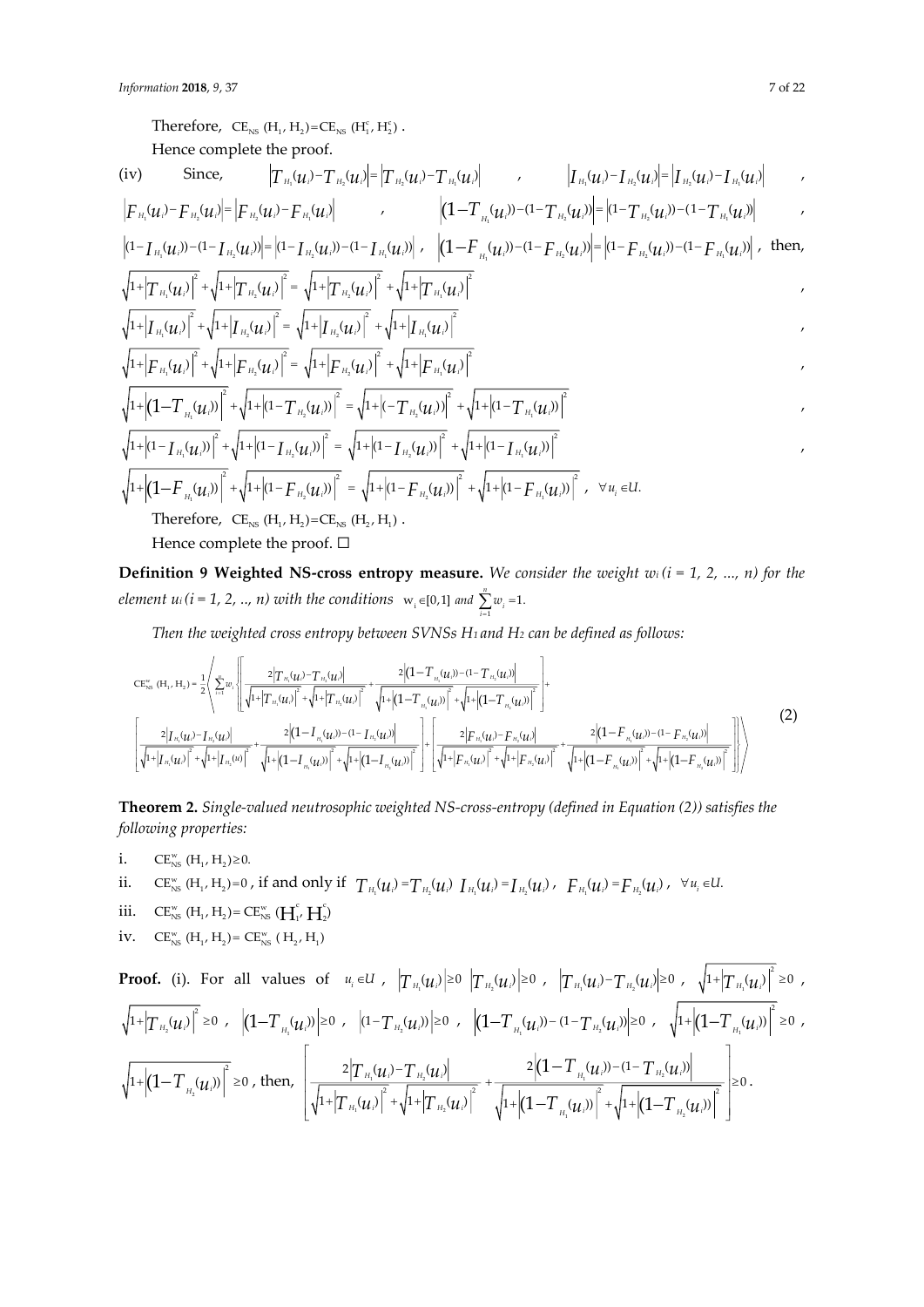Therefore, $CE_{NS}(H_1, H_2) = CE_{NS}(H_1^c, H_2^c)$.

Hence complete the proof.

(iv) Since, $|T_{H_1}(u_i) - T_{H_2}(u_i)| = |T_{H_2}(u_i) - T_{H_1}(u_i)|$, $|I_{H_1}(u_i) - I_{H_2}(u_i)| = |I_{H_2}(u_i) - I_{H_1}(u_i)|$, $|F_{H_1}(u_i) - F_{H_2}(u_i)| = |F_{H_2}(u_i) - F_{H_1}(u_i)|$, $|(1 - T_{H_1}(u_i)) - (1 - T_{H_2}(u_i))| = |(1 - T_{H_2}(u_i)) - (1 - T_{H_1}(u_i))|$, $|(1 - I_{H_1}(u_i)) - (1 - I_{H_2}(u_i))| = |(1 - I_{H_2}(u_i)) - (1 - I_{H_1}(u_i))|$, $|(1 - F_{H_1}(u_i)) - (1 - F_{H_2}(u_i))| = |(1 - F_{H_2}(u_i)) - (1 - F_{H_1}(u_i))|$, then,

$\sqrt{1 + |T_{H_1}(u_i)|^2} + \sqrt{1 + |T_{H_2}(u_i)|^2} = \sqrt{1 + |T_{H_2}(u_i)|^2} + \sqrt{1 + |T_{H_1}(u_i)|^2}$,

$\sqrt{1 + |I_{H_1}(u_i)|^2} + \sqrt{1 + |I_{H_2}(u_i)|^2} = \sqrt{1 + |I_{H_2}(u_i)|^2} + \sqrt{1 + |I_{H_1}(u_i)|^2}$,

$\sqrt{1 + |F_{H_1}(u_i)|^2} + \sqrt{1 + |F_{H_2}(u_i)|^2} = \sqrt{1 + |F_{H_2}(u_i)|^2} + \sqrt{1 + |F_{H_1}(u_i)|^2}$,

$\sqrt{1 + |(1 - T_{H_1}(u_i))|^2} + \sqrt{1 + |(1 - T_{H_2}(u_i))|^2} = \sqrt{1 + |(-T_{H_2}(u_i))|^2} + \sqrt{1 + |(1 - T_{H_1}(u_i))|^2}$,

$\sqrt{1 + |(1 - I_{H_1}(u_i))|^2} + \sqrt{1 + |(1 - I_{H_2}(u_i))|^2} = \sqrt{1 + |(1 - I_{H_2}(u_i))|^2} + \sqrt{1 + |(1 - I_{H_1}(u_i))|^2}$,

$\sqrt{1 + |(1 - F_{H_1}(u_i))|^2} + \sqrt{1 + |(1 - F_{H_2}(u_i))|^2} = \sqrt{1 + |(1 - F_{H_2}(u_i))|^2} + \sqrt{1 + |(1 - F_{H_1}(u_i))|^2}$, $\forall u_i \in U$.

Therefore, $CE_{NS}(H_1, H_2) = CE_{NS}(H_2, H_1)$.

Hence complete the proof. □

**Definition 9 Weighted NS-cross entropy measure.** *We consider the weight $w_i$ (i = 1, 2, ..., n) for the element $u_i$ (i = 1, 2, .., n) with the conditions $w_i \in [0,1]$ and $\sum_{i=1}^{n} w_i = 1$.*

*Then the weighted cross entropy between SVNSs $H_1$ and $H_2$ can be defined as follows:*

$$
CE_{NS}^{w}(H_1, H_2) = \frac{1}{2}\left\langle \sum_{i=1}^{n} w_i \left\{ \left[ \frac{2|T_{H_1}(u_i) - T_{H_2}(u_i)|}{\sqrt{1+|T_{H_1}(u_i)|^2} + \sqrt{1+|T_{H_2}(u_i)|^2}} + \frac{2|(1-T_{H_1}(u_i)) - (1-T_{H_2}(u_i))|}{\sqrt{1+|(1-T_{H_1}(u_i))|^2} + \sqrt{1+|(1-T_{H_2}(u_i))|^2}} \right] + \left[ \frac{2|I_{H_1}(u_i) - I_{H_2}(u_i)|}{\sqrt{1+|I_{H_1}(u_i)|^2} + \sqrt{1+|I_{H_2}(u_i)|^2}} + \frac{2|(1-I_{H_1}(u_i)) - (1-I_{H_2}(u_i))|}{\sqrt{1+|(1-I_{H_1}(u_i))|^2} + \sqrt{1+|(1-I_{H_2}(u_i))|^2}} \right] + \left[ \frac{2|F_{H_1}(u_i) - F_{H_2}(u_i)|}{\sqrt{1+|F_{H_1}(u_i)|^2} + \sqrt{1+|F_{H_2}(u_i)|^2}} + \frac{2|(1-F_{H_1}(u_i)) - (1-F_{H_2}(u_i))|}{\sqrt{1+|(1-F_{H_1}(u_i))|^2} + \sqrt{1+|(1-F_{H_2}(u_i))|^2}} \right] \right\} \right\rangle \quad (2)
$$

**Theorem 2.** *Single-valued neutrosophic weighted NS-cross-entropy (defined in Equation (2)) satisfies the following properties:*

i. $CE_{NS}^{w}(H_1, H_2) \geq 0$.
ii. $CE_{NS}^{w}(H_1, H_2) = 0$, if and only if $T_{H_1}(u_i) = T_{H_2}(u_i)$ $I_{H_1}(u_i) = I_{H_2}(u_i)$, $F_{H_1}(u_i) = F_{H_2}(u_i)$, $\forall u_i \in U$.
iii. $CE_{NS}^{w}(H_1, H_2) = CE_{NS}^{w}(H_1^c, H_2^c)$
iv. $CE_{NS}^{w}(H_1, H_2) = CE_{NS}^{w}(H_2, H_1)$

**Proof.** (i). For all values of $u_i \in U$, $|T_{H_1}(u_i)| \geq 0$ $|T_{H_2}(u_i)| \geq 0$, $|T_{H_1}(u_i) - T_{H_2}(u_i)| \geq 0$, $\sqrt{1 + |T_{H_1}(u_i)|^2} \geq 0$, $\sqrt{1 + |T_{H_2}(u_i)|^2} \geq 0$, $|(1 - T_{H_1}(u_i))| \geq 0$, $|(1 - T_{H_2}(u_i))| \geq 0$, $|(1 - T_{H_1}(u_i)) - (1 - T_{H_2}(u_i))| \geq 0$, $\sqrt{1 + |(1 - T_{H_1}(u_i))|^2} \geq 0$, $\sqrt{1 + |(1 - T_{H_2}(u_i))|^2} \geq 0$, then,

$$
\left[ \frac{2|T_{H_1}(u_i) - T_{H_2}(u_i)|}{\sqrt{1+|T_{H_1}(u_i)|^2} + \sqrt{1+|T_{H_2}(u_i)|^2}} + \frac{2|(1-T_{H_1}(u_i)) - (1-T_{H_2}(u_i))|}{\sqrt{1+|(1-T_{H_1}(u_i))|^2} + \sqrt{1+|(1-T_{H_2}(u_i))|^2}} \right] \geq 0.
$$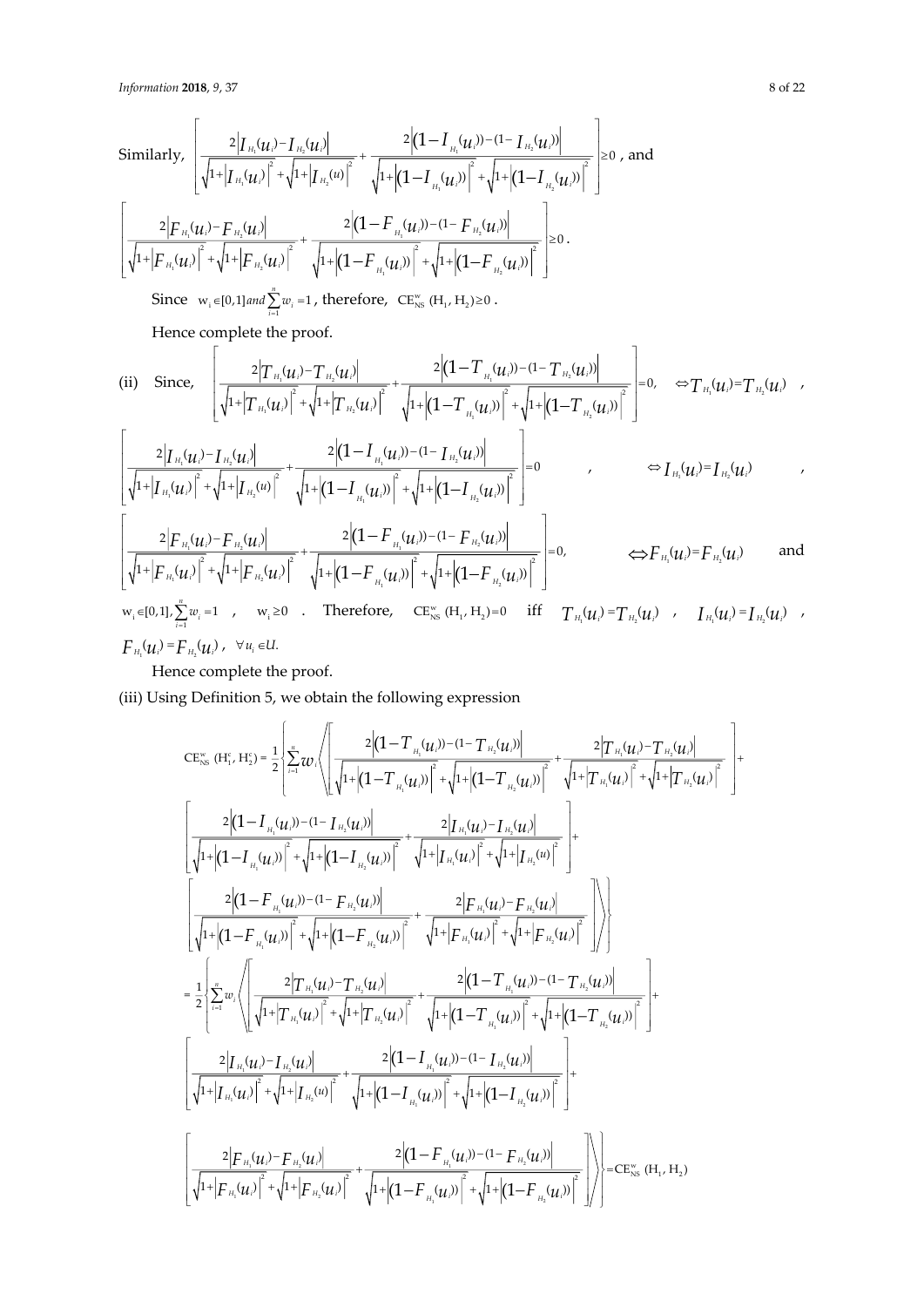Similarly, $\left[\frac{2\left|I_{H_1}(u_i)-I_{H_2}(u_i)\right|}{\sqrt{1+\left|I_{H_1}(u_i)\right|^2}+\sqrt{1+\left|I_{H_2}(u)\right|^2}}+\frac{2\left|(1-I_{H_1}(u_i))-(1-I_{H_2}(u_i))\right|}{\sqrt{1+\left|(1-I_{H_1}(u_i))\right|^2}+\sqrt{1+\left|(1-I_{H_2}(u_i))\right|^2}}\right]\geq 0$, and

$$\left[\frac{2\left|F_{H_1}(u_i)-F_{H_2}(u_i)\right|}{\sqrt{1+\left|F_{H_1}(u_i)\right|^2}+\sqrt{1+\left|F_{H_2}(u_i)\right|^2}}+\frac{2\left|(1-F_{H_1}(u_i))-(1-F_{H_2}(u_i))\right|}{\sqrt{1+\left|(1-F_{H_1}(u_i))\right|^2}+\sqrt{1+\left|(1-F_{H_2}(u_i))\right|^2}}\right]\geq 0.$$

Since $w_i\in[0,1]$ and $\sum_{i=1}^{n}w_i=1$, therefore, $CE_{NS}^{w}(H_1,H_2)\geq 0$.

Hence complete the proof.

(ii) Since, $\left[\frac{2\left|T_{H_1}(u_i)-T_{H_2}(u_i)\right|}{\sqrt{1+\left|T_{H_1}(u_i)\right|^2}+\sqrt{1+\left|T_{H_2}(u_i)\right|^2}}+\frac{2\left|(1-T_{H_1}(u_i))-(1-T_{H_2}(u_i))\right|}{\sqrt{1+\left|(1-T_{H_1}(u_i))\right|^2}+\sqrt{1+\left|(1-T_{H_2}(u_i))\right|^2}}\right]=0, \quad \Leftrightarrow T_{H_1}(u_i)=T_{H_2}(u_i)$,

$$\left[\frac{2\left|I_{H_1}(u_i)-I_{H_2}(u_i)\right|}{\sqrt{1+\left|I_{H_1}(u_i)\right|^2}+\sqrt{1+\left|I_{H_2}(u)\right|^2}}+\frac{2\left|(1-I_{H_1}(u_i))-(1-I_{H_2}(u_i))\right|}{\sqrt{1+\left|(1-I_{H_1}(u_i))\right|^2}+\sqrt{1+\left|(1-I_{H_2}(u_i))\right|^2}}\right]=0, \quad \Leftrightarrow I_{H_1}(u_i)=I_{H_2}(u_i),$$

$$\left[\frac{2\left|F_{H_1}(u_i)-F_{H_2}(u_i)\right|}{\sqrt{1+\left|F_{H_1}(u_i)\right|^2}+\sqrt{1+\left|F_{H_2}(u_i)\right|^2}}+\frac{2\left|(1-F_{H_1}(u_i))-(1-F_{H_2}(u_i))\right|}{\sqrt{1+\left|(1-F_{H_1}(u_i))\right|^2}+\sqrt{1+\left|(1-F_{H_2}(u_i))\right|^2}}\right]=0, \quad \Leftrightarrow F_{H_1}(u_i)=F_{H_2}(u_i) \text{ and}$$

$w_i\in[0,1], \sum_{i=1}^{n}w_i=1$, $w_i\geq 0$. Therefore, $CE_{NS}^{w}(H_1,H_2)=0$ iff $T_{H_1}(u_i)=T_{H_2}(u_i)$, $I_{H_1}(u_i)=I_{H_2}(u_i)$, $F_{H_1}(u_i)=F_{H_2}(u_i)$, $\forall u_i\in U$.

Hence complete the proof.

(iii) Using Definition 5, we obtain the following expression

$$CE_{NS}^{w}(H_1^c,H_2^c)=\frac{1}{2}\left\{\sum_{i=1}^{n}w_i\left\langle\left[\frac{2\left|(1-T_{H_1}(u_i))-(1-T_{H_2}(u_i))\right|}{\sqrt{1+\left|(1-T_{H_1}(u_i))\right|^2}+\sqrt{1+\left|(1-T_{H_2}(u_i))\right|^2}}+\frac{2\left|T_{H_1}(u_i)-T_{H_2}(u_i)\right|}{\sqrt{1+\left|T_{H_1}(u_i)\right|^2}+\sqrt{1+\left|T_{H_2}(u_i)\right|^2}}\right]+\right.\right.$$

$$\left[\frac{2\left|(1-I_{H_1}(u_i))-(1-I_{H_2}(u_i))\right|}{\sqrt{1+\left|(1-I_{H_1}(u_i))\right|^2}+\sqrt{1+\left|(1-I_{H_2}(u_i))\right|^2}}+\frac{2\left|I_{H_1}(u_i)-I_{H_2}(u_i)\right|}{\sqrt{1+\left|I_{H_1}(u_i)\right|^2}+\sqrt{1+\left|I_{H_2}(u)\right|^2}}\right]+$$

$$\left.\left.\left[\frac{2\left|(1-F_{H_1}(u_i))-(1-F_{H_2}(u_i))\right|}{\sqrt{1+\left|(1-F_{H_1}(u_i))\right|^2}+\sqrt{1+\left|(1-F_{H_2}(u_i))\right|^2}}+\frac{2\left|F_{H_1}(u_i)-F_{H_2}(u_i)\right|}{\sqrt{1+\left|F_{H_1}(u_i)\right|^2}+\sqrt{1+\left|F_{H_2}(u_i)\right|^2}}\right]\right\rangle\right\}$$

$$=\frac{1}{2}\left\{\sum_{i=1}^{n}w_i\left\langle\left[\frac{2\left|T_{H_1}(u_i)-T_{H_2}(u_i)\right|}{\sqrt{1+\left|T_{H_1}(u_i)\right|^2}+\sqrt{1+\left|T_{H_2}(u_i)\right|^2}}+\frac{2\left|(1-T_{H_1}(u_i))-(1-T_{H_2}(u_i))\right|}{\sqrt{1+\left|(1-T_{H_1}(u_i))\right|^2}+\sqrt{1+\left|(1-T_{H_2}(u_i))\right|^2}}\right]+\right.\right.$$

$$\left[\frac{2\left|I_{H_1}(u_i)-I_{H_2}(u_i)\right|}{\sqrt{1+\left|I_{H_1}(u_i)\right|^2}+\sqrt{1+\left|I_{H_2}(u)\right|^2}}+\frac{2\left|(1-I_{H_1}(u_i))-(1-I_{H_2}(u_i))\right|}{\sqrt{1+\left|(1-I_{H_1}(u_i))\right|^2}+\sqrt{1+\left|(1-I_{H_2}(u_i))\right|^2}}\right]+$$

$$\left.\left.\left[\frac{2\left|F_{H_1}(u_i)-F_{H_2}(u_i)\right|}{\sqrt{1+\left|F_{H_1}(u_i)\right|^2}+\sqrt{1+\left|F_{H_2}(u_i)\right|^2}}+\frac{2\left|(1-F_{H_1}(u_i))-(1-F_{H_2}(u_i))\right|}{\sqrt{1+\left|(1-F_{H_1}(u_i))\right|^2}+\sqrt{1+\left|(1-F_{H_2}(u_i))\right|^2}}\right]\right\rangle\right\}=CE_{NS}^{w}(H_1,H_2)$$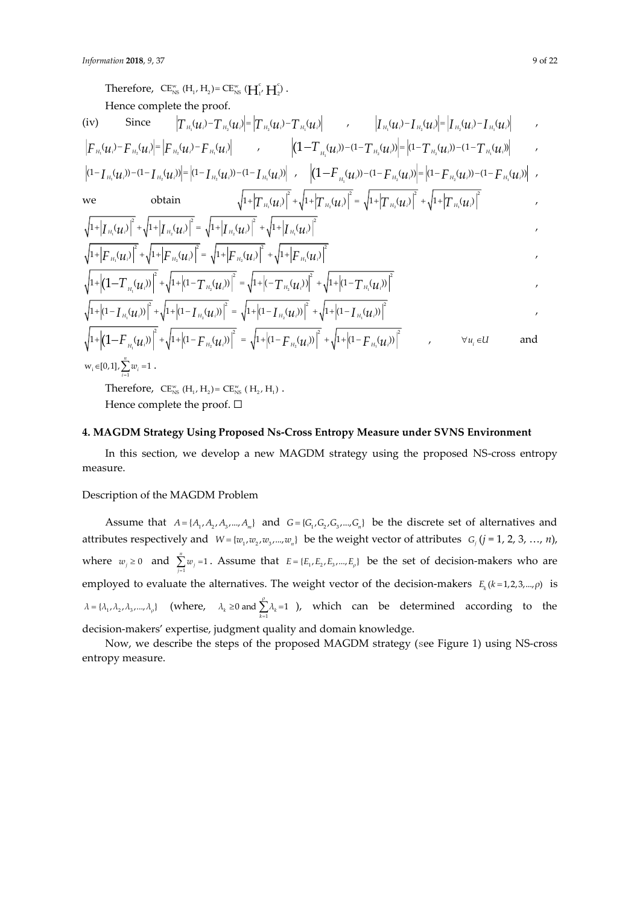Therefore, $CE_{NS}^{w}(H_1, H_2) = CE_{NS}^{w}(H_1^c, H_2^c)$.

Hence complete the proof.

(iv) Since $\left|T_{H_1}(u_i) - T_{H_2}(u_i)\right| = \left|T_{H_2}(u_i) - T_{H_1}(u_i)\right|$, $\left|I_{H_1}(u_i) - I_{H_2}(u_i)\right| = \left|I_{H_2}(u_i) - I_{H_1}(u_i)\right|$, $\left|F_{H_1}(u_i) - F_{H_2}(u_i)\right| = \left|F_{H_2}(u_i) - F_{H_1}(u_i)\right|$, $\left|(1 - T_{H_1}(u_i)) - (1 - T_{H_2}(u_i))\right| = \left|(1 - T_{H_2}(u_i)) - (1 - T_{H_1}(u_i))\right|$, $\left|(1 - I_{H_1}(u_i)) - (1 - I_{H_2}(u_i))\right| = \left|(1 - I_{H_2}(u_i)) - (1 - I_{H_1}(u_i))\right|$, $\left|(1 - F_{H_1}(u_i)) - (1 - F_{H_2}(u_i))\right| = \left|(1 - F_{H_2}(u_i)) - (1 - F_{H_1}(u_i))\right|$, we obtain $\sqrt{1 + \left|T_{H_1}(u_i)\right|^2} + \sqrt{1 + \left|T_{H_2}(u_i)\right|^2} = \sqrt{1 + \left|T_{H_2}(u_i)\right|^2} + \sqrt{1 + \left|T_{H_1}(u_i)\right|^2}$,

$\sqrt{1 + \left|I_{H_1}(u_i)\right|^2} + \sqrt{1 + \left|I_{H_2}(u_i)\right|^2} = \sqrt{1 + \left|I_{H_2}(u_i)\right|^2} + \sqrt{1 + \left|I_{H_1}(u_i)\right|^2}$,

$\sqrt{1 + \left|F_{H_1}(u_i)\right|^2} + \sqrt{1 + \left|F_{H_2}(u_i)\right|^2} = \sqrt{1 + \left|F_{H_2}(u_i)\right|^2} + \sqrt{1 + \left|F_{H_1}(u_i)\right|^2}$,

$\sqrt{1 + \left|(1 - T_{H_1}(u_i))\right|^2} + \sqrt{1 + \left|(1 - T_{H_2}(u_i))\right|^2} = \sqrt{1 + \left|(-T_{H_2}(u_i))\right|^2} + \sqrt{1 + \left|(1 - T_{H_1}(u_i))\right|^2}$,

$\sqrt{1 + \left|(1 - I_{H_1}(u_i))\right|^2} + \sqrt{1 + \left|(1 - I_{H_2}(u_i))\right|^2} = \sqrt{1 + \left|(1 - I_{H_2}(u_i))\right|^2} + \sqrt{1 + \left|(1 - I_{H_1}(u_i))\right|^2}$,

$\sqrt{1 + \left|(1 - F_{H_1}(u_i))\right|^2} + \sqrt{1 + \left|(1 - F_{H_2}(u_i))\right|^2} = \sqrt{1 + \left|(1 - F_{H_2}(u_i))\right|^2} + \sqrt{1 + \left|(1 - F_{H_1}(u_i))\right|^2}$, $\forall u_i \in U$ and $w_i \in [0, 1], \sum_{i=1}^{n} w_i = 1$.

Therefore, $CE_{NS}^{w}(H_1, H_2) = CE_{NS}^{w}(H_2, H_1)$.

Hence complete the proof. □

## 4. MAGDM Strategy Using Proposed Ns-Cross Entropy Measure under SVNS Environment

In this section, we develop a new MAGDM strategy using the proposed NS-cross entropy measure.

Description of the MAGDM Problem

Assume that $A = \{A_1, A_2, A_3, \ldots, A_m\}$ and $G = \{G_1, G_2, G_3, \ldots, G_n\}$ be the discrete set of alternatives and attributes respectively and $W = \{w_1, w_2, w_3, \ldots, w_n\}$ be the weight vector of attributes $G_j$ ($j$ = 1, 2, 3, …, $n$), where $w_j \geq 0$ and $\sum_{j=1}^{n} w_j = 1$. Assume that $E = \{E_1, E_2, E_3, \ldots, E_\rho\}$ be the set of decision-makers who are employed to evaluate the alternatives. The weight vector of the decision-makers $E_k$ ($k = 1, 2, 3, \ldots, \rho$) is $\lambda = \{\lambda_1, \lambda_2, \lambda_3, \ldots, \lambda_\rho\}$ (where, $\lambda_k \geq 0$ and $\sum_{k=1}^{\rho} \lambda_k = 1$), which can be determined according to the decision-makers' expertise, judgment quality and domain knowledge.

Now, we describe the steps of the proposed MAGDM strategy (see Figure 1) using NS-cross entropy measure.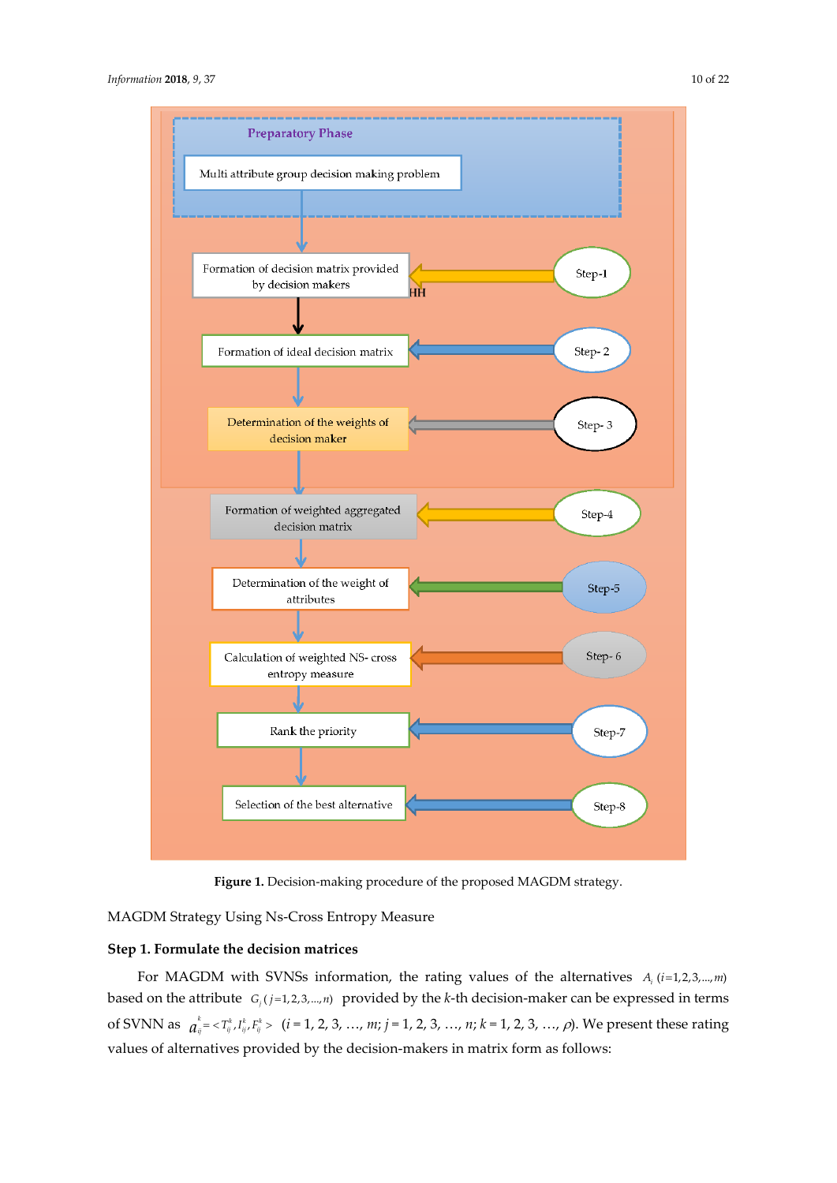Preparatory Phase

Multi attribute group decision making problem

Formation of decision matrix provided by decision makers ← Step-1

Formation of ideal decision matrix ← Step- 2

Determination of the weights of decision maker ← Step- 3

Formation of weighted aggregated decision matrix ← Step-4

Determination of the weight of attributes ← Step-5

Calculation of weighted NS- cross entropy measure ← Step- 6

Rank the priority ← Step-7

Selection of the best alternative ← Step-8

**Figure 1.** Decision-making procedure of the proposed MAGDM strategy.

MAGDM Strategy Using Ns-Cross Entropy Measure

**Step 1. Formulate the decision matrices**

For MAGDM with SVNSs information, the rating values of the alternatives $A_i$ $(i = 1, 2, 3, \ldots, m)$ based on the attribute $G_j$ $(j = 1, 2, 3, \ldots, n)$ provided by the $k$-th decision-maker can be expressed in terms of SVNN as $a_{ij}^k = <T_{ij}^k, I_{ij}^k, F_{ij}^k>$ ($i = 1, 2, 3, \ldots, m$; $j = 1, 2, 3, \ldots, n$; $k = 1, 2, 3, \ldots, \rho$). We present these rating values of alternatives provided by the decision-makers in matrix form as follows: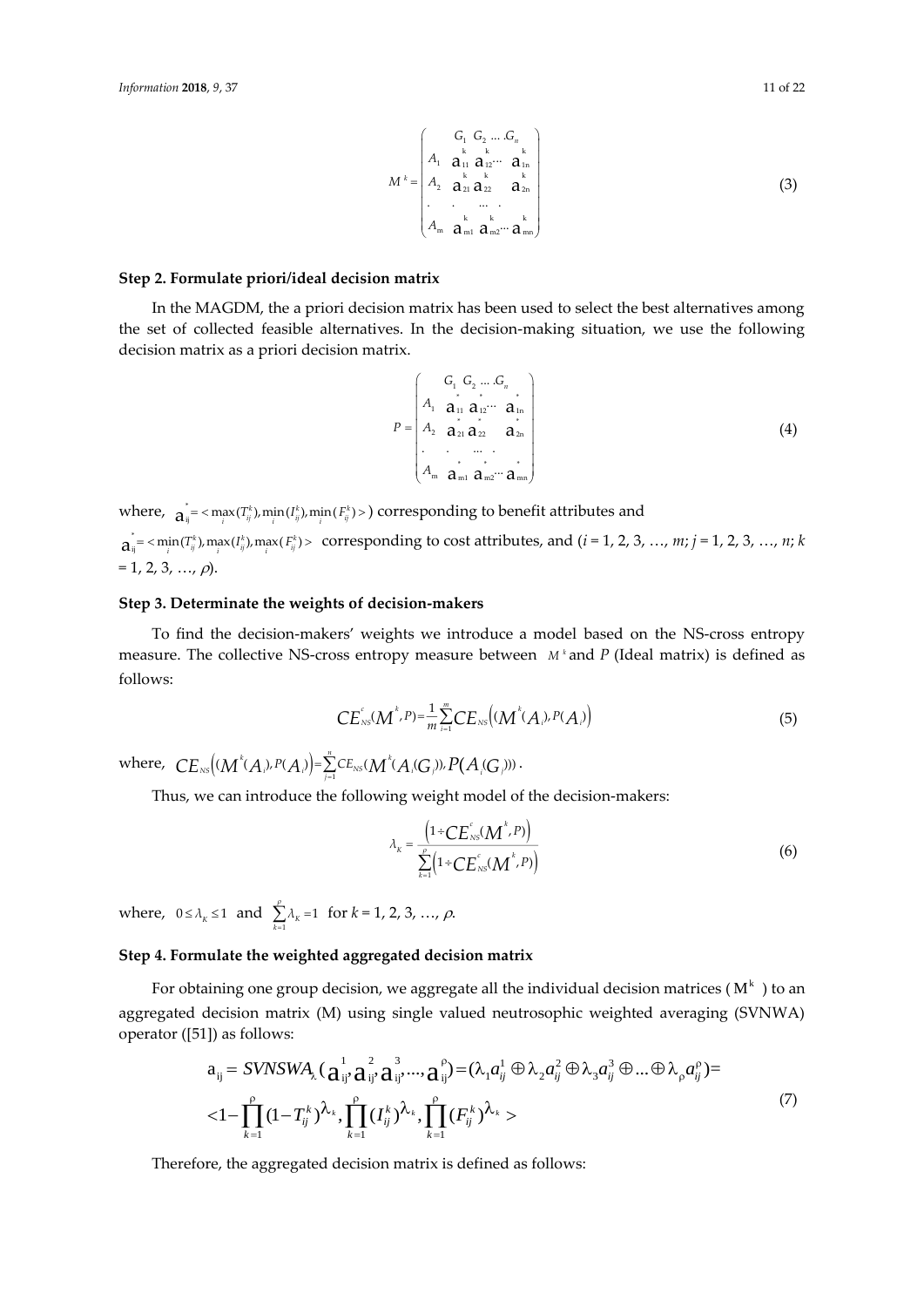$$M^k = \begin{pmatrix} & G_1 & G_2 & \ldots & G_n \\ A_1 & \overset{k}{a}_{11} & \overset{k}{a}_{12} & \cdots & \overset{k}{a}_{1n} \\ A_2 & \overset{k}{a}_{21} & \overset{k}{a}_{22} & & \overset{k}{a}_{2n} \\ . & . & \ldots & & . \\ A_m & \overset{k}{a}_{m1} & \overset{k}{a}_{m2} & \cdots & \overset{k}{a}_{mn} \end{pmatrix} \tag{3}$$

**Step 2. Formulate priori/ideal decision matrix**

In the MAGDM, the a priori decision matrix has been used to select the best alternatives among the set of collected feasible alternatives. In the decision-making situation, we use the following decision matrix as a priori decision matrix.

$$P = \begin{pmatrix} & G_1 & G_2 & \ldots & G_n \\ A_1 & \overset{*}{a}_{11} & \overset{*}{a}_{12} & \cdots & \overset{*}{a}_{1n} \\ A_2 & \overset{*}{a}_{21} & \overset{*}{a}_{22} & & \overset{*}{a}_{2n} \\ . & . & \ldots & & . \\ A_m & \overset{*}{a}_{m1} & \overset{*}{a}_{m2} & \cdots & \overset{*}{a}_{mn} \end{pmatrix} \tag{4}$$

where, $\overset{*}{a}_{ij} = <\max_i(T_{ij}^k), \min_i(I_{ij}^k), \min_i(F_{ij}^k)>$ ) corresponding to benefit attributes and $\overset{*}{a}_{ij} = <\min_i(T_{ij}^k), \max_i(I_{ij}^k), \max_i(F_{ij}^k)>$ corresponding to cost attributes, and ($i$ = 1, 2, 3, …, $m$; $j$ = 1, 2, 3, …, $n$; $k$ = 1, 2, 3, …, $\rho$).

**Step 3. Determinate the weights of decision-makers**

To find the decision-makers' weights we introduce a model based on the NS-cross entropy measure. The collective NS-cross entropy measure between $M^k$ and $P$ (Ideal matrix) is defined as follows:

$$CE_{NS}^{c}(M^k, P) = \frac{1}{m}\sum_{i=1}^{m} CE_{NS}\left((M^k(A_i), P(A_i)\right) \tag{5}$$

where, $CE_{NS}\left((M^k(A_i), P(A_i)\right) = \sum_{j=1}^{n} CE_{NS}(M^k(A_i(G_j)), P(A_i(G_j)))$.

Thus, we can introduce the following weight model of the decision-makers:

$$\lambda_K = \frac{\left(1 \div CE_{NS}^{c}(M^k, P)\right)}{\sum_{k=1}^{\rho}\left(1 \div CE_{NS}^{c}(M^k, P)\right)} \tag{6}$$

where, $0 \le \lambda_K \le 1$ and $\sum_{k=1}^{\rho} \lambda_K = 1$ for $k$ = 1, 2, 3, …, $\rho$.

**Step 4. Formulate the weighted aggregated decision matrix**

For obtaining one group decision, we aggregate all the individual decision matrices ($M^k$) to an aggregated decision matrix (M) using single valued neutrosophic weighted averaging (SVNWA) operator ([51]) as follows:

$$\begin{aligned} a_{ij} &= SVNSWA_{\lambda}(\overset{1}{a}_{ij}, \overset{2}{a}_{ij}, \overset{3}{a}_{ij}, \ldots, \overset{\rho}{a}_{ij}) = (\lambda_1 a_{ij}^1 \oplus \lambda_2 a_{ij}^2 \oplus \lambda_3 a_{ij}^3 \oplus \ldots \oplus \lambda_\rho a_{ij}^\rho) = \\ &< 1 - \prod_{k=1}^{\rho}(1 - T_{ij}^k)^{\lambda_k}, \prod_{k=1}^{\rho}(I_{ij}^k)^{\lambda_k}, \prod_{k=1}^{\rho}(F_{ij}^k)^{\lambda_k} > \end{aligned} \tag{7}$$

Therefore, the aggregated decision matrix is defined as follows: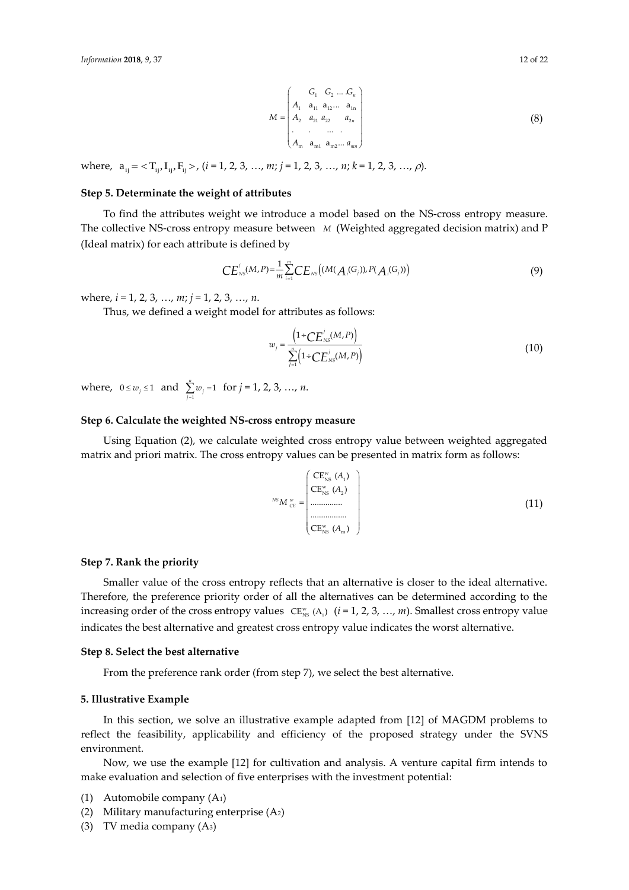$$M = \begin{pmatrix} & G_1 & G_2 & \ldots & G_n \\ A_1 & a_{11} & a_{12} & \ldots & a_{1n} \\ A_2 & a_{21} & a_{22} & & a_{2n} \\ . & . & & \ldots & . \\ A_m & a_{m1} & a_{m2} & \ldots & a_{mn} \end{pmatrix} \tag{8}$$

where, $a_{ij} = < T_{ij}, I_{ij}, F_{ij} >$, ($i$ = 1, 2, 3, …, $m$; $j$ = 1, 2, 3, …, $n$; $k$ = 1, 2, 3, …, $\rho$).

**Step 5. Determinate the weight of attributes**

To find the attributes weight we introduce a model based on the NS-cross entropy measure. The collective NS-cross entropy measure between $M$ (Weighted aggregated decision matrix) and P (Ideal matrix) for each attribute is defined by

$$CE^{j}_{NS}(M, P) = \frac{1}{m}\sum_{i=1}^{m} CE_{NS}\big((M(A_i(G_j)), P(A_i(G_j))\big) \tag{9}$$

where, $i$ = 1, 2, 3, …, $m$; $j$ = 1, 2, 3, …, $n$.

Thus, we defined a weight model for attributes as follows:

$$w_j = \frac{\left(1 \div CE^{j}_{NS}(M, P)\right)}{\sum_{j=1}^{n}\left(1 \div CE^{j}_{NS}(M, P)\right)} \tag{10}$$

where, $0 \le w_j \le 1$ and $\sum_{j=1}^{n} w_j = 1$ for $j$ = 1, 2, 3, …, $n$.

**Step 6. Calculate the weighted NS-cross entropy measure**

Using Equation (2), we calculate weighted cross entropy value between weighted aggregated matrix and priori matrix. The cross entropy values can be presented in matrix form as follows:

$$^{NS}M^{w}_{CE} = \begin{pmatrix} CE^{w}_{NS}(A_1) \\ CE^{w}_{NS}(A_2) \\ \ldots\ldots\ldots\ldots \\ \ldots\ldots\ldots\ldots\ldots \\ CE^{w}_{NS}(A_m) \end{pmatrix} \tag{11}$$

**Step 7. Rank the priority**

Smaller value of the cross entropy reflects that an alternative is closer to the ideal alternative. Therefore, the preference priority order of all the alternatives can be determined according to the increasing order of the cross entropy values $CE^{w}_{NS}(A_i)$ ($i$ = 1, 2, 3, …, $m$). Smallest cross entropy value indicates the best alternative and greatest cross entropy value indicates the worst alternative.

**Step 8. Select the best alternative**

From the preference rank order (from step 7), we select the best alternative.

## 5. Illustrative Example

In this section, we solve an illustrative example adapted from [12] of MAGDM problems to reflect the feasibility, applicability and efficiency of the proposed strategy under the SVNS environment.

Now, we use the example [12] for cultivation and analysis. A venture capital firm intends to make evaluation and selection of five enterprises with the investment potential:

(1) Automobile company ($A_1$)
(2) Military manufacturing enterprise ($A_2$)
(3) TV media company ($A_3$)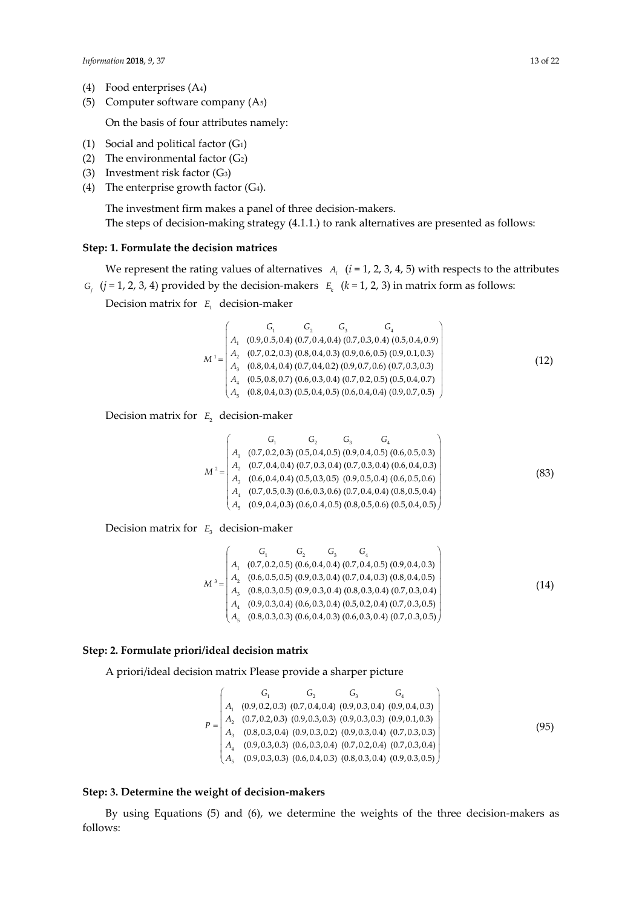(4) Food enterprises ($A_4$)
(5) Computer software company ($A_5$)

On the basis of four attributes namely:

(1) Social and political factor ($G_1$)
(2) The environmental factor ($G_2$)
(3) Investment risk factor ($G_3$)
(4) The enterprise growth factor ($G_4$).

The investment firm makes a panel of three decision-makers.

The steps of decision-making strategy (4.1.1.) to rank alternatives are presented as follows:

**Step: 1. Formulate the decision matrices**

We represent the rating values of alternatives $A_i$ ($i$ = 1, 2, 3, 4, 5) with respects to the attributes $G_j$ ($j$ = 1, 2, 3, 4) provided by the decision-makers $E_k$ ($k$ = 1, 2, 3) in matrix form as follows:

Decision matrix for $E_1$ decision-maker

$$M^1 = \begin{pmatrix} & G_1 & G_2 & G_3 & G_4 \\ A_1 & (0.9,0.5,0.4) & (0.7,0.4,0.4) & (0.7,0.3,0.4) & (0.5,0.4,0.9) \\ A_2 & (0.7,0.2,0.3) & (0.8,0.4,0.3) & (0.9,0.6,0.5) & (0.9,0.1,0.3) \\ A_3 & (0.8,0.4,0.4) & (0.7,0.4,0.2) & (0.9,0.7,0.6) & (0.7,0.3,0.3) \\ A_4 & (0.5,0.8,0.7) & (0.6,0.3,0.4) & (0.7,0.2,0.5) & (0.5,0.4,0.7) \\ A_5 & (0.8,0.4,0.3) & (0.5,0.4,0.5) & (0.6,0.4,0.4) & (0.9,0.7,0.5) \end{pmatrix} \tag{12}$$

Decision matrix for $E_2$ decision-maker

$$M^2 = \begin{pmatrix} & G_1 & G_2 & G_3 & G_4 \\ A_1 & (0.7,0.2,0.3) & (0.5,0.4,0.5) & (0.9,0.4,0.5) & (0.6,0.5,0.3) \\ A_2 & (0.7,0.4,0.4) & (0.7,0.3,0.4) & (0.7,0.3,0.4) & (0.6,0.4,0.3) \\ A_3 & (0.6,0.4,0.4) & (0.5,0.3,0.5) & (0.9,0.5,0.4) & (0.6,0.5,0.6) \\ A_4 & (0.7,0.5,0.3) & (0.6,0.3,0.6) & (0.7,0.4,0.4) & (0.8,0.5,0.4) \\ A_5 & (0.9,0.4,0.3) & (0.6,0.4,0.5) & (0.8,0.5,0.6) & (0.5,0.4,0.5) \end{pmatrix} \tag{83}$$

Decision matrix for $E_3$ decision-maker

$$M^3 = \begin{pmatrix} & G_1 & G_2 & G_3 & G_4 \\ A_1 & (0.7,0.2,0.5) & (0.6,0.4,0.4) & (0.7,0.4,0.5) & (0.9,0.4,0.3) \\ A_2 & (0.6,0.5,0.5) & (0.9,0.3,0.4) & (0.7,0.4,0.3) & (0.8,0.4,0.5) \\ A_3 & (0.8,0.3,0.5) & (0.9,0.3,0.4) & (0.8,0.3,0.4) & (0.7,0.3,0.4) \\ A_4 & (0.9,0.3,0.4) & (0.6,0.3,0.4) & (0.5,0.2,0.4) & (0.7,0.3,0.5) \\ A_5 & (0.8,0.3,0.3) & (0.6,0.4,0.3) & (0.6,0.3,0.4) & (0.7,0.3,0.5) \end{pmatrix} \tag{14}$$

**Step: 2. Formulate priori/ideal decision matrix**

A priori/ideal decision matrix Please provide a sharper picture

$$P = \begin{pmatrix} & G_1 & G_2 & G_3 & G_4 \\ A_1 & (0.9,0.2,0.3) & (0.7,0.4,0.4) & (0.9,0.3,0.4) & (0.9,0.4,0.3) \\ A_2 & (0.7,0.2,0.3) & (0.9,0.3,0.3) & (0.9,0.3,0.3) & (0.9,0.1,0.3) \\ A_3 & (0.8,0.3,0.4) & (0.9,0.3,0.2) & (0.9,0.3,0.4) & (0.7,0.3,0.3) \\ A_4 & (0.9,0.3,0.3) & (0.6,0.3,0.4) & (0.7,0.2,0.4) & (0.7,0.3,0.4) \\ A_5 & (0.9,0.3,0.3) & (0.6,0.4,0.3) & (0.8,0.3,0.4) & (0.9,0.3,0.5) \end{pmatrix} \tag{95}$$

**Step: 3. Determine the weight of decision-makers**

By using Equations (5) and (6), we determine the weights of the three decision-makers as follows: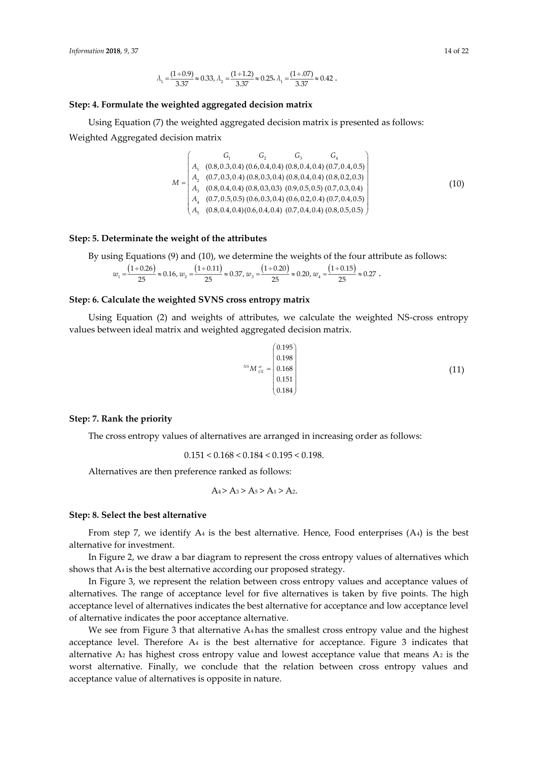$$\lambda_1 = \frac{(1 \div 0.9)}{3.37} \approx 0.33, \lambda_2 = \frac{(1 \div 1.2)}{3.37} \approx 0.25, \lambda_1 = \frac{(1 \div .07)}{3.37} \approx 0.42 .$$

**Step: 4. Formulate the weighted aggregated decision matrix**

Using Equation (7) the weighted aggregated decision matrix is presented as follows:
Weighted Aggregated decision matrix

$$M = \begin{pmatrix} & G_1 & G_2 & G_3 & G_4 \\ A_1 & (0.8,0.3,0.4) & (0.6,0.4,0.4) & (0.8,0.4,0.4) & (0.7,0.4,0.5) \\ A_2 & (0.7,0.3,0.4) & (0.8,0.3,0.4) & (0.8,0.4,0.4) & (0.8,0.2,0.3) \\ A_3 & (0.8,0.4,0.4) & (0.8,0.3,0.3) & (0.9,0.5,0.5) & (0.7,0.3,0.4) \\ A_4 & (0.7,0.5,0.5) & (0.6,0.3,0.4) & (0.6,0.2,0.4) & (0.7,0.4,0.5) \\ A_5 & (0.8,0.4,0.4) & (0.6,0.4,0.4) & (0.7,0.4,0.4) & (0.8,0.5,0.5) \end{pmatrix} \tag{10}$$

**Step: 5. Determinate the weight of the attributes**

By using Equations (9) and (10), we determine the weights of the four attribute as follows:

$$w_1 = \frac{(1 \div 0.26)}{25} \approx 0.16, w_2 = \frac{(1 \div 0.11)}{25} \approx 0.37, w_3 = \frac{(1 \div 0.20)}{25} \approx 0.20, w_4 = \frac{(1 \div 0.15)}{25} \approx 0.27 .$$

**Step: 6. Calculate the weighted SVNS cross entropy matrix**

Using Equation (2) and weights of attributes, we calculate the weighted NS-cross entropy values between ideal matrix and weighted aggregated decision matrix.

$${}^{NS}M_{CE}^{w} = \begin{pmatrix} 0.195 \\ 0.198 \\ 0.168 \\ 0.151 \\ 0.184 \end{pmatrix} \tag{11}$$

**Step: 7. Rank the priority**

The cross entropy values of alternatives are arranged in increasing order as follows:

$$0.151 < 0.168 < 0.184 < 0.195 < 0.198.$$

Alternatives are then preference ranked as follows:

$$A_4 > A_3 > A_5 > A_1 > A_2.$$

**Step: 8. Select the best alternative**

From step 7, we identify $A_4$ is the best alternative. Hence, Food enterprises ($A_4$) is the best alternative for investment.

In Figure 2, we draw a bar diagram to represent the cross entropy values of alternatives which shows that $A_4$ is the best alternative according our proposed strategy.

In Figure 3, we represent the relation between cross entropy values and acceptance values of alternatives. The range of acceptance level for five alternatives is taken by five points. The high acceptance level of alternatives indicates the best alternative for acceptance and low acceptance level of alternative indicates the poor acceptance alternative.

We see from Figure 3 that alternative $A_4$ has the smallest cross entropy value and the highest acceptance level. Therefore $A_4$ is the best alternative for acceptance. Figure 3 indicates that alternative $A_2$ has highest cross entropy value and lowest acceptance value that means $A_2$ is the worst alternative. Finally, we conclude that the relation between cross entropy values and acceptance value of alternatives is opposite in nature.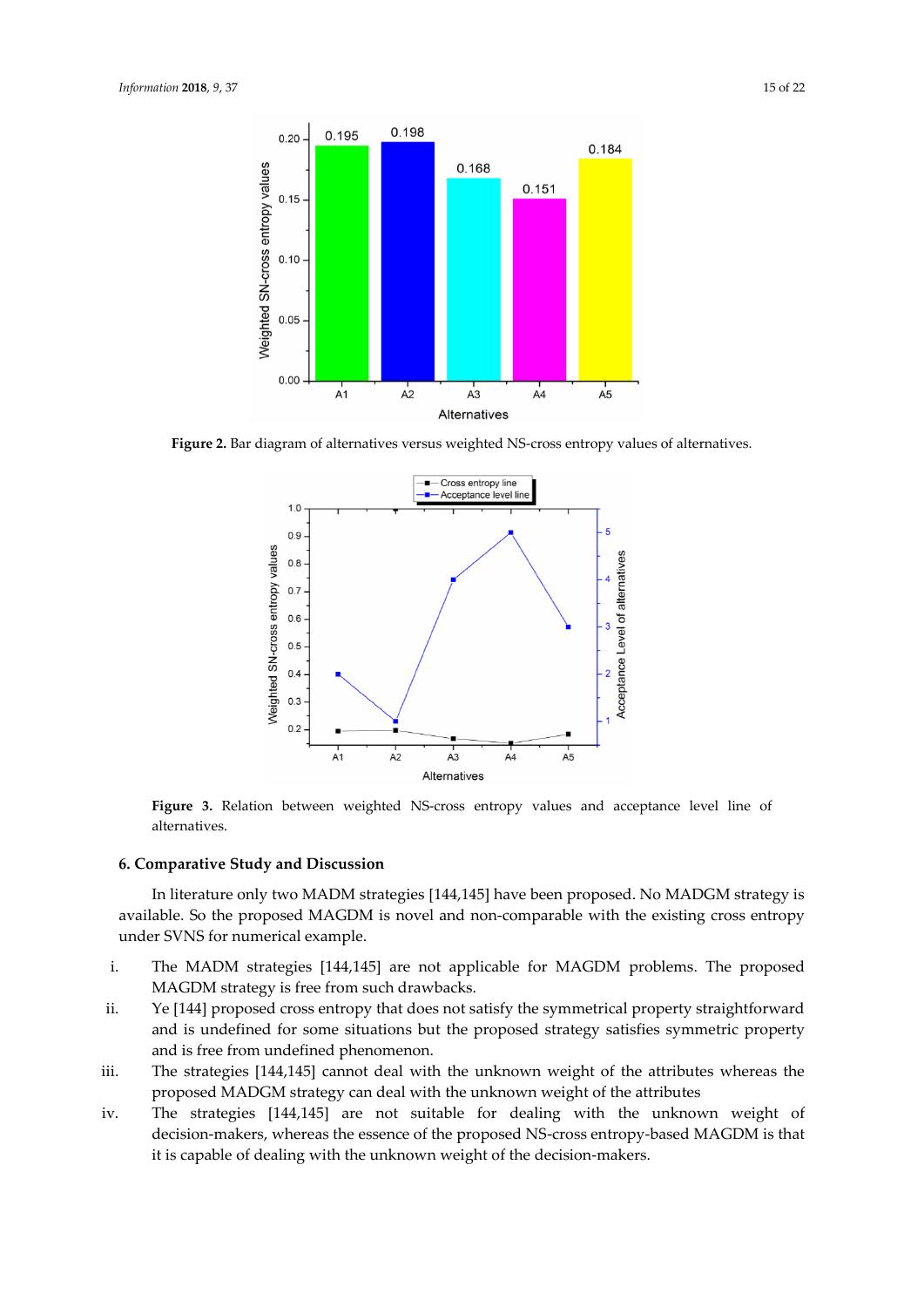**Figure 2.** Bar diagram of alternatives versus weighted NS-cross entropy values of alternatives.

**Figure 3.** Relation between weighted NS-cross entropy values and acceptance level line of alternatives.

## 6. Comparative Study and Discussion

In literature only two MADM strategies [144,145] have been proposed. No MADGM strategy is available. So the proposed MAGDM is novel and non-comparable with the existing cross entropy under SVNS for numerical example.

i. The MADM strategies [144,145] are not applicable for MAGDM problems. The proposed MAGDM strategy is free from such drawbacks.
ii. Ye [144] proposed cross entropy that does not satisfy the symmetrical property straightforward and is undefined for some situations but the proposed strategy satisfies symmetric property and is free from undefined phenomenon.
iii. The strategies [144,145] cannot deal with the unknown weight of the attributes whereas the proposed MADGM strategy can deal with the unknown weight of the attributes
iv. The strategies [144,145] are not suitable for dealing with the unknown weight of decision-makers, whereas the essence of the proposed NS-cross entropy-based MAGDM is that it is capable of dealing with the unknown weight of the decision-makers.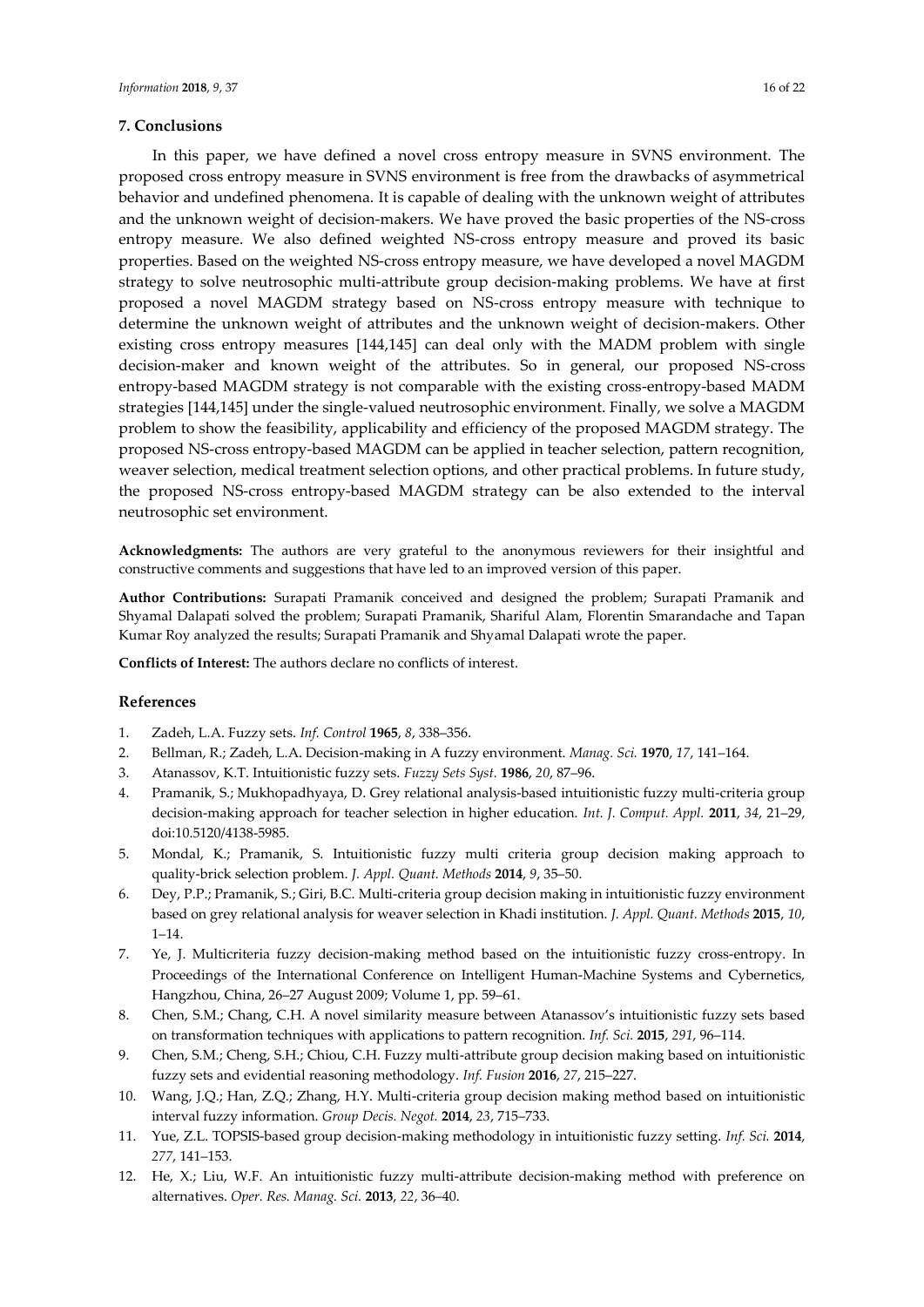## 7. Conclusions

In this paper, we have defined a novel cross entropy measure in SVNS environment. The proposed cross entropy measure in SVNS environment is free from the drawbacks of asymmetrical behavior and undefined phenomena. It is capable of dealing with the unknown weight of attributes and the unknown weight of decision-makers. We have proved the basic properties of the NS-cross entropy measure. We also defined weighted NS-cross entropy measure and proved its basic properties. Based on the weighted NS-cross entropy measure, we have developed a novel MAGDM strategy to solve neutrosophic multi-attribute group decision-making problems. We have at first proposed a novel MAGDM strategy based on NS-cross entropy measure with technique to determine the unknown weight of attributes and the unknown weight of decision-makers. Other existing cross entropy measures [144,145] can deal only with the MADM problem with single decision-maker and known weight of the attributes. So in general, our proposed NS-cross entropy-based MAGDM strategy is not comparable with the existing cross-entropy-based MADM strategies [144,145] under the single-valued neutrosophic environment. Finally, we solve a MAGDM problem to show the feasibility, applicability and efficiency of the proposed MAGDM strategy. The proposed NS-cross entropy-based MAGDM can be applied in teacher selection, pattern recognition, weaver selection, medical treatment selection options, and other practical problems. In future study, the proposed NS-cross entropy-based MAGDM strategy can be also extended to the interval neutrosophic set environment.

**Acknowledgments:** The authors are very grateful to the anonymous reviewers for their insightful and constructive comments and suggestions that have led to an improved version of this paper.

**Author Contributions:** Surapati Pramanik conceived and designed the problem; Surapati Pramanik and Shyamal Dalapati solved the problem; Surapati Pramanik, Shariful Alam, Florentin Smarandache and Tapan Kumar Roy analyzed the results; Surapati Pramanik and Shyamal Dalapati wrote the paper.

**Conflicts of Interest:** The authors declare no conflicts of interest.

## References

1. Zadeh, L.A. Fuzzy sets. *Inf. Control* **1965**, *8*, 338–356.
2. Bellman, R.; Zadeh, L.A. Decision-making in A fuzzy environment. *Manag. Sci.* **1970**, *17*, 141–164.
3. Atanassov, K.T. Intuitionistic fuzzy sets. *Fuzzy Sets Syst.* **1986**, *20*, 87–96.
4. Pramanik, S.; Mukhopadhyaya, D. Grey relational analysis-based intuitionistic fuzzy multi-criteria group decision-making approach for teacher selection in higher education. *Int. J. Comput. Appl.* **2011**, *34*, 21–29, doi:10.5120/4138-5985.
5. Mondal, K.; Pramanik, S. Intuitionistic fuzzy multi criteria group decision making approach to quality-brick selection problem. *J. Appl. Quant. Methods* **2014**, *9*, 35–50.
6. Dey, P.P.; Pramanik, S.; Giri, B.C. Multi-criteria group decision making in intuitionistic fuzzy environment based on grey relational analysis for weaver selection in Khadi institution. *J. Appl. Quant. Methods* **2015**, *10*, 1–14.
7. Ye, J. Multicriteria fuzzy decision-making method based on the intuitionistic fuzzy cross-entropy. In Proceedings of the International Conference on Intelligent Human-Machine Systems and Cybernetics, Hangzhou, China, 26–27 August 2009; Volume 1, pp. 59–61.
8. Chen, S.M.; Chang, C.H. A novel similarity measure between Atanassov's intuitionistic fuzzy sets based on transformation techniques with applications to pattern recognition. *Inf. Sci.* **2015**, *291*, 96–114.
9. Chen, S.M.; Cheng, S.H.; Chiou, C.H. Fuzzy multi-attribute group decision making based on intuitionistic fuzzy sets and evidential reasoning methodology. *Inf. Fusion* **2016**, *27*, 215–227.
10. Wang, J.Q.; Han, Z.Q.; Zhang, H.Y. Multi-criteria group decision making method based on intuitionistic interval fuzzy information. *Group Decis. Negot.* **2014**, *23*, 715–733.
11. Yue, Z.L. TOPSIS-based group decision-making methodology in intuitionistic fuzzy setting. *Inf. Sci.* **2014**, *277*, 141–153.
12. He, X.; Liu, W.F. An intuitionistic fuzzy multi-attribute decision-making method with preference on alternatives. *Oper. Res. Manag. Sci.* **2013**, *22*, 36–40.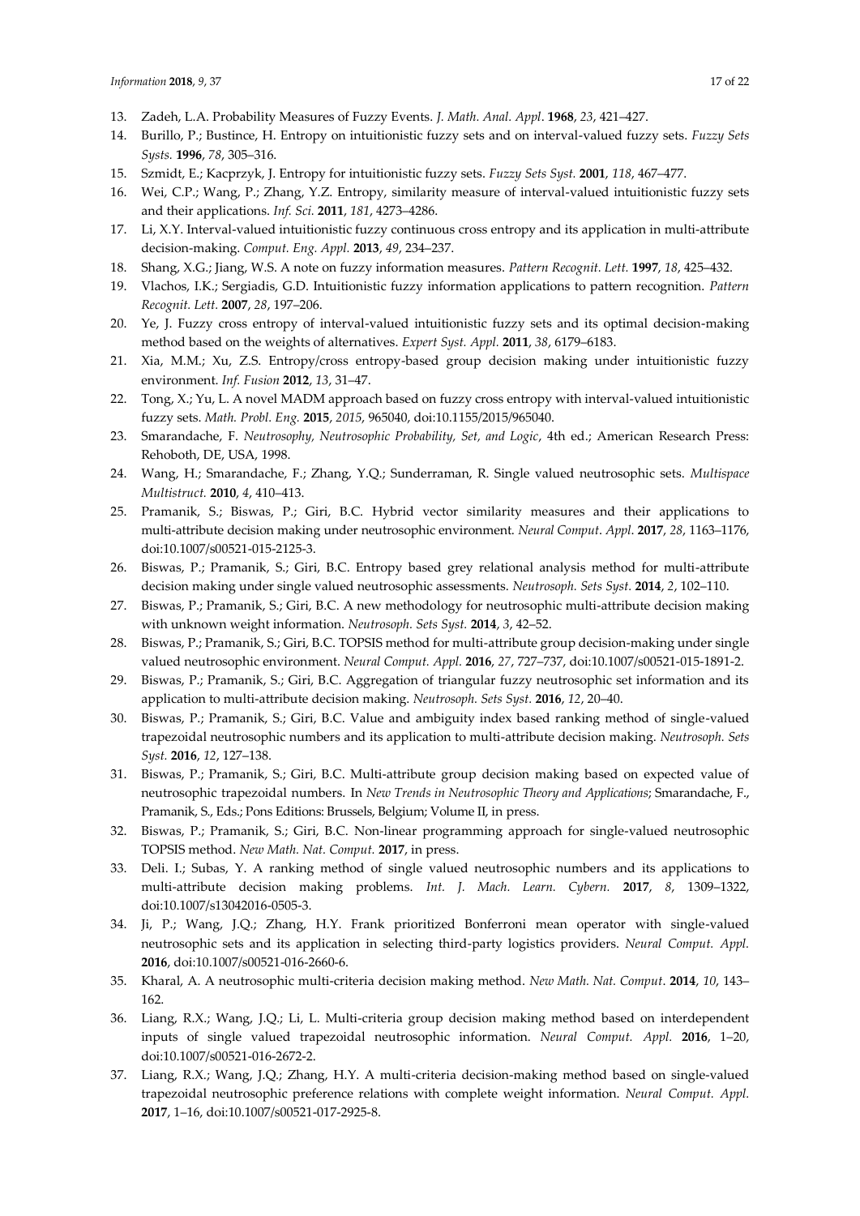13. Zadeh, L.A. Probability Measures of Fuzzy Events. *J. Math. Anal. Appl*. **1968**, *23*, 421–427.
14. Burillo, P.; Bustince, H. Entropy on intuitionistic fuzzy sets and on interval-valued fuzzy sets. *Fuzzy Sets Systs.* **1996**, *78*, 305–316.
15. Szmidt, E.; Kacprzyk, J. Entropy for intuitionistic fuzzy sets. *Fuzzy Sets Syst.* **2001**, *118*, 467–477.
16. Wei, C.P.; Wang, P.; Zhang, Y.Z. Entropy, similarity measure of interval-valued intuitionistic fuzzy sets and their applications. *Inf. Sci.* **2011**, *181*, 4273–4286.
17. Li, X.Y. Interval-valued intuitionistic fuzzy continuous cross entropy and its application in multi-attribute decision-making. *Comput. Eng. Appl.* **2013**, *49*, 234–237.
18. Shang, X.G.; Jiang, W.S. A note on fuzzy information measures. *Pattern Recognit. Lett.* **1997**, *18*, 425–432.
19. Vlachos, I.K.; Sergiadis, G.D. Intuitionistic fuzzy information applications to pattern recognition. *Pattern Recognit. Lett.* **2007**, *28*, 197–206.
20. Ye, J. Fuzzy cross entropy of interval-valued intuitionistic fuzzy sets and its optimal decision-making method based on the weights of alternatives. *Expert Syst. Appl.* **2011**, *38*, 6179–6183.
21. Xia, M.M.; Xu, Z.S. Entropy/cross entropy-based group decision making under intuitionistic fuzzy environment. *Inf. Fusion* **2012**, *13*, 31–47.
22. Tong, X.; Yu, L. A novel MADM approach based on fuzzy cross entropy with interval-valued intuitionistic fuzzy sets. *Math. Probl. Eng.* **2015**, *2015*, 965040, doi:10.1155/2015/965040.
23. Smarandache, F. *Neutrosophy, Neutrosophic Probability, Set, and Logic*, 4th ed.; American Research Press: Rehoboth, DE, USA, 1998.
24. Wang, H.; Smarandache, F.; Zhang, Y.Q.; Sunderraman, R. Single valued neutrosophic sets. *Multispace Multistruct.* **2010**, *4*, 410–413.
25. Pramanik, S.; Biswas, P.; Giri, B.C. Hybrid vector similarity measures and their applications to multi-attribute decision making under neutrosophic environment. *Neural Comput. Appl*. **2017**, *28*, 1163–1176, doi:10.1007/s00521-015-2125-3.
26. Biswas, P.; Pramanik, S.; Giri, B.C. Entropy based grey relational analysis method for multi-attribute decision making under single valued neutrosophic assessments. *Neutrosoph. Sets Syst.* **2014**, *2*, 102–110.
27. Biswas, P.; Pramanik, S.; Giri, B.C. A new methodology for neutrosophic multi-attribute decision making with unknown weight information. *Neutrosoph. Sets Syst.* **2014**, *3*, 42–52.
28. Biswas, P.; Pramanik, S.; Giri, B.C. TOPSIS method for multi-attribute group decision-making under single valued neutrosophic environment. *Neural Comput. Appl.* **2016**, *27*, 727–737, doi:10.1007/s00521-015-1891-2.
29. Biswas, P.; Pramanik, S.; Giri, B.C. Aggregation of triangular fuzzy neutrosophic set information and its application to multi-attribute decision making. *Neutrosoph. Sets Syst.* **2016**, *12*, 20–40.
30. Biswas, P.; Pramanik, S.; Giri, B.C. Value and ambiguity index based ranking method of single-valued trapezoidal neutrosophic numbers and its application to multi-attribute decision making. *Neutrosoph. Sets Syst.* **2016**, *12*, 127–138.
31. Biswas, P.; Pramanik, S.; Giri, B.C. Multi-attribute group decision making based on expected value of neutrosophic trapezoidal numbers. In *New Trends in Neutrosophic Theory and Applications*; Smarandache, F., Pramanik, S., Eds.; Pons Editions: Brussels, Belgium; Volume II, in press.
32. Biswas, P.; Pramanik, S.; Giri, B.C. Non-linear programming approach for single-valued neutrosophic TOPSIS method. *New Math. Nat. Comput.* **2017**, in press.
33. Deli. I.; Subas, Y. A ranking method of single valued neutrosophic numbers and its applications to multi-attribute decision making problems. *Int. J. Mach. Learn. Cybern.* **2017**, *8*, 1309–1322, doi:10.1007/s13042016-0505-3.
34. Ji, P.; Wang, J.Q.; Zhang, H.Y. Frank prioritized Bonferroni mean operator with single-valued neutrosophic sets and its application in selecting third-party logistics providers. *Neural Comput. Appl.* **2016**, doi:10.1007/s00521-016-2660-6.
35. Kharal, A. A neutrosophic multi-criteria decision making method. *New Math. Nat. Comput*. **2014**, *10*, 143–162.
36. Liang, R.X.; Wang, J.Q.; Li, L. Multi-criteria group decision making method based on interdependent inputs of single valued trapezoidal neutrosophic information. *Neural Comput. Appl.* **2016**, 1–20, doi:10.1007/s00521-016-2672-2.
37. Liang, R.X.; Wang, J.Q.; Zhang, H.Y. A multi-criteria decision-making method based on single-valued trapezoidal neutrosophic preference relations with complete weight information. *Neural Comput. Appl.* **2017**, 1–16, doi:10.1007/s00521-017-2925-8.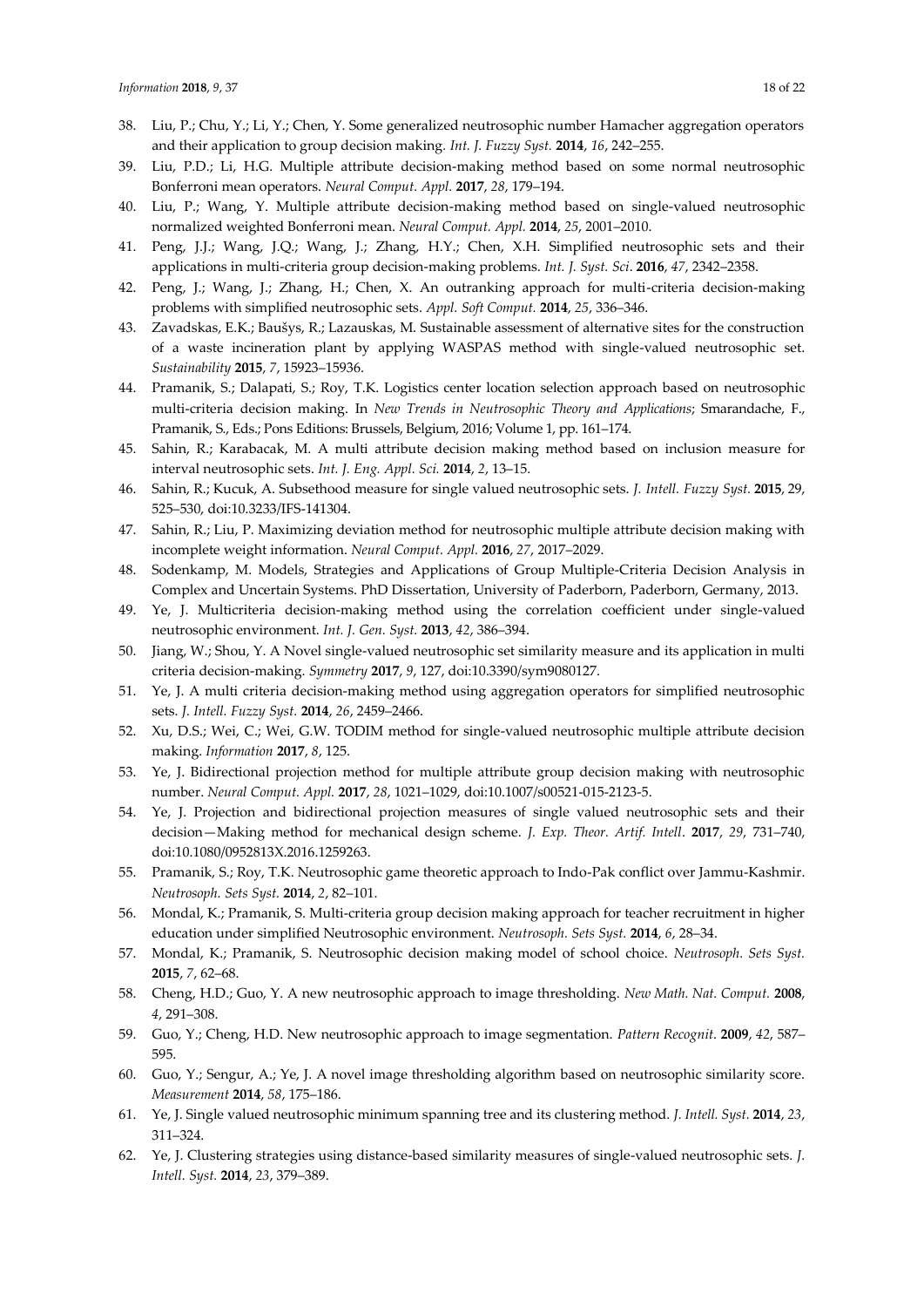38. Liu, P.; Chu, Y.; Li, Y.; Chen, Y. Some generalized neutrosophic number Hamacher aggregation operators and their application to group decision making. *Int. J. Fuzzy Syst.* **2014**, *16*, 242–255.
39. Liu, P.D.; Li, H.G. Multiple attribute decision-making method based on some normal neutrosophic Bonferroni mean operators. *Neural Comput. Appl.* **2017**, *28*, 179–194.
40. Liu, P.; Wang, Y. Multiple attribute decision-making method based on single-valued neutrosophic normalized weighted Bonferroni mean. *Neural Comput. Appl.* **2014**, *25*, 2001–2010.
41. Peng, J.J.; Wang, J.Q.; Wang, J.; Zhang, H.Y.; Chen, X.H. Simplified neutrosophic sets and their applications in multi-criteria group decision-making problems. *Int. J. Syst. Sci*. **2016**, *47*, 2342–2358.
42. Peng, J.; Wang, J.; Zhang, H.; Chen, X. An outranking approach for multi-criteria decision-making problems with simplified neutrosophic sets. *Appl. Soft Comput.* **2014**, *25*, 336–346.
43. Zavadskas, E.K.; Baušys, R.; Lazauskas, M. Sustainable assessment of alternative sites for the construction of a waste incineration plant by applying WASPAS method with single-valued neutrosophic set. *Sustainability* **2015**, *7*, 15923–15936.
44. Pramanik, S.; Dalapati, S.; Roy, T.K. Logistics center location selection approach based on neutrosophic multi-criteria decision making. In *New Trends in Neutrosophic Theory and Applications*; Smarandache, F., Pramanik, S., Eds.; Pons Editions: Brussels, Belgium, 2016; Volume 1, pp. 161–174.
45. Sahin, R.; Karabacak, M. A multi attribute decision making method based on inclusion measure for interval neutrosophic sets. *Int. J. Eng. Appl. Sci.* **2014**, *2*, 13–15.
46. Sahin, R.; Kucuk, A. Subsethood measure for single valued neutrosophic sets. *J. Intell. Fuzzy Syst.* **2015**, 29, 525–530, doi:10.3233/IFS-141304.
47. Sahin, R.; Liu, P. Maximizing deviation method for neutrosophic multiple attribute decision making with incomplete weight information. *Neural Comput. Appl.* **2016**, *27*, 2017–2029.
48. Sodenkamp, M. Models, Strategies and Applications of Group Multiple-Criteria Decision Analysis in Complex and Uncertain Systems. PhD Dissertation, University of Paderborn, Paderborn, Germany, 2013.
49. Ye, J. Multicriteria decision-making method using the correlation coefficient under single-valued neutrosophic environment. *Int. J. Gen. Syst.* **2013**, *42*, 386–394.
50. Jiang, W.; Shou, Y. A Novel single-valued neutrosophic set similarity measure and its application in multi criteria decision-making. *Symmetry* **2017**, *9*, 127, doi:10.3390/sym9080127.
51. Ye, J. A multi criteria decision-making method using aggregation operators for simplified neutrosophic sets. *J. Intell. Fuzzy Syst.* **2014**, *26*, 2459–2466.
52. Xu, D.S.; Wei, C.; Wei, G.W. TODIM method for single-valued neutrosophic multiple attribute decision making. *Information* **2017**, *8*, 125.
53. Ye, J. Bidirectional projection method for multiple attribute group decision making with neutrosophic number. *Neural Comput. Appl.* **2017**, *28*, 1021–1029, doi:10.1007/s00521-015-2123-5.
54. Ye, J. Projection and bidirectional projection measures of single valued neutrosophic sets and their decision—Making method for mechanical design scheme. *J. Exp. Theor. Artif. Intell*. **2017**, *29*, 731–740, doi:10.1080/0952813X.2016.1259263.
55. Pramanik, S.; Roy, T.K. Neutrosophic game theoretic approach to Indo-Pak conflict over Jammu-Kashmir. *Neutrosoph. Sets Syst.* **2014**, *2*, 82–101.
56. Mondal, K.; Pramanik, S. Multi-criteria group decision making approach for teacher recruitment in higher education under simplified Neutrosophic environment. *Neutrosoph. Sets Syst.* **2014**, *6*, 28–34.
57. Mondal, K.; Pramanik, S. Neutrosophic decision making model of school choice. *Neutrosoph. Sets Syst.* **2015**, *7*, 62–68.
58. Cheng, H.D.; Guo, Y. A new neutrosophic approach to image thresholding. *New Math. Nat. Comput.* **2008**, *4*, 291–308.
59. Guo, Y.; Cheng, H.D. New neutrosophic approach to image segmentation. *Pattern Recognit*. **2009**, *42*, 587–595.
60. Guo, Y.; Sengur, A.; Ye, J. A novel image thresholding algorithm based on neutrosophic similarity score. *Measurement* **2014**, *58*, 175–186.
61. Ye, J. Single valued neutrosophic minimum spanning tree and its clustering method. *J. Intell. Syst.* **2014**, *23*, 311–324.
62. Ye, J. Clustering strategies using distance-based similarity measures of single-valued neutrosophic sets. *J. Intell. Syst.* **2014**, *23*, 379–389.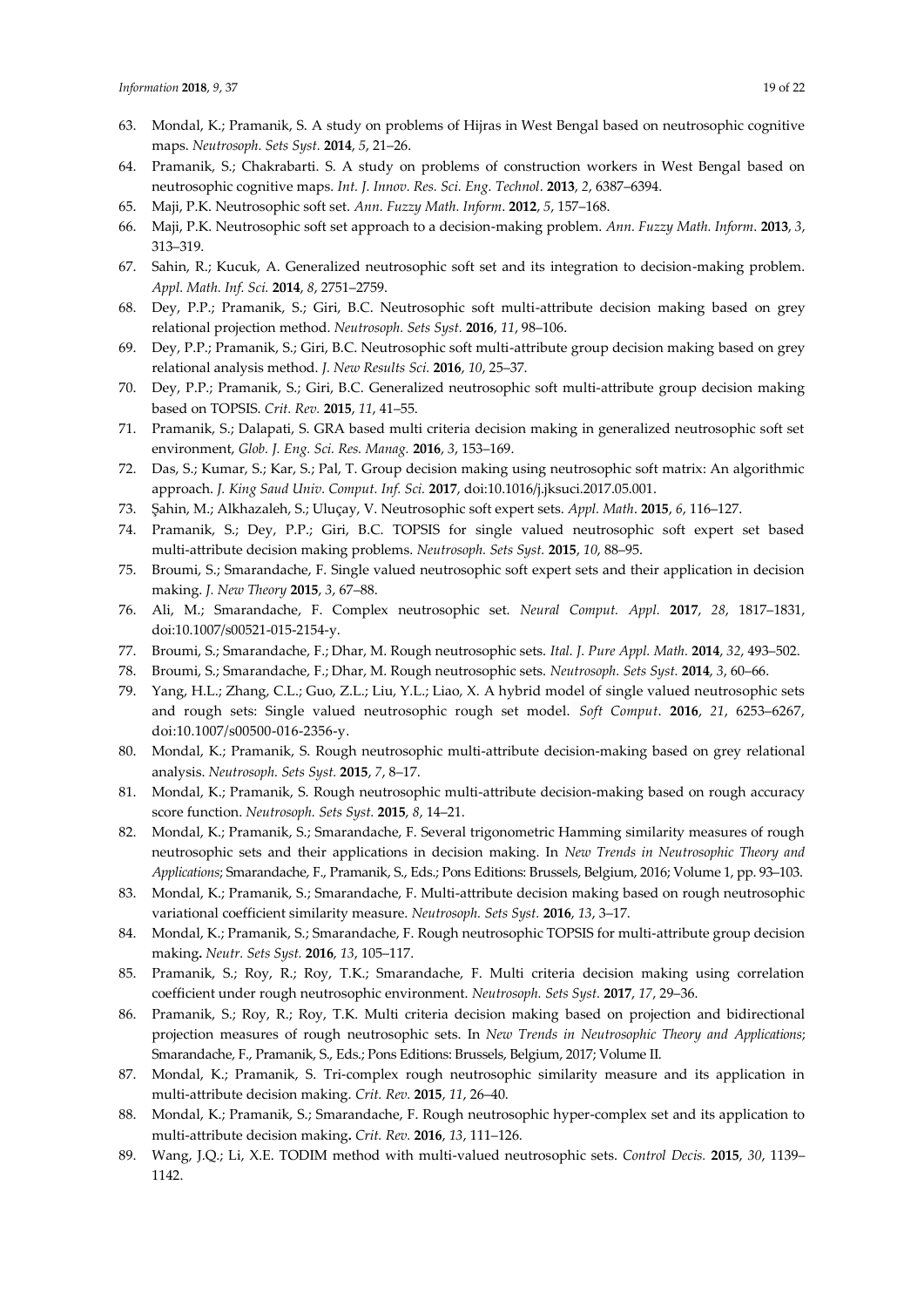63. Mondal, K.; Pramanik, S. A study on problems of Hijras in West Bengal based on neutrosophic cognitive maps. *Neutrosoph. Sets Syst.* **2014**, *5*, 21–26.
64. Pramanik, S.; Chakrabarti. S. A study on problems of construction workers in West Bengal based on neutrosophic cognitive maps. *Int. J. Innov. Res. Sci. Eng. Technol*. **2013**, *2*, 6387–6394.
65. Maji, P.K. Neutrosophic soft set. *Ann. Fuzzy Math. Inform*. **2012**, *5*, 157–168.
66. Maji, P.K. Neutrosophic soft set approach to a decision-making problem. *Ann. Fuzzy Math. Inform*. **2013**, *3*, 313–319.
67. Sahin, R.; Kucuk, A. Generalized neutrosophic soft set and its integration to decision-making problem. *Appl. Math. Inf. Sci.* **2014**, *8*, 2751–2759.
68. Dey, P.P.; Pramanik, S.; Giri, B.C. Neutrosophic soft multi-attribute decision making based on grey relational projection method. *Neutrosoph. Sets Syst.* **2016**, *11*, 98–106.
69. Dey, P.P.; Pramanik, S.; Giri, B.C. Neutrosophic soft multi-attribute group decision making based on grey relational analysis method. *J. New Results Sci.* **2016**, *10*, 25–37.
70. Dey, P.P.; Pramanik, S.; Giri, B.C. Generalized neutrosophic soft multi-attribute group decision making based on TOPSIS. *Crit. Rev.* **2015**, *11*, 41–55.
71. Pramanik, S.; Dalapati, S. GRA based multi criteria decision making in generalized neutrosophic soft set environment, *Glob. J. Eng. Sci. Res. Manag.* **2016**, *3*, 153–169.
72. Das, S.; Kumar, S.; Kar, S.; Pal, T. Group decision making using neutrosophic soft matrix: An algorithmic approach. *J. King Saud Univ. Comput. Inf. Sci.* **2017**, doi:10.1016/j.jksuci.2017.05.001.
73. Şahin, M.; Alkhazaleh, S.; Uluçay, V. Neutrosophic soft expert sets. *Appl. Math*. **2015**, *6*, 116–127.
74. Pramanik, S.; Dey, P.P.; Giri, B.C. TOPSIS for single valued neutrosophic soft expert set based multi-attribute decision making problems. *Neutrosoph. Sets Syst.* **2015**, *10*, 88–95.
75. Broumi, S.; Smarandache, F. Single valued neutrosophic soft expert sets and their application in decision making. *J. New Theory* **2015**, *3*, 67–88.
76. Ali, M.; Smarandache, F. Complex neutrosophic set. *Neural Comput. Appl.* **2017**, *28*, 1817–1831, doi:10.1007/s00521-015-2154-y.
77. Broumi, S.; Smarandache, F.; Dhar, M. Rough neutrosophic sets. *Ital. J. Pure Appl. Math.* **2014**, *32*, 493–502.
78. Broumi, S.; Smarandache, F.; Dhar, M. Rough neutrosophic sets. *Neutrosoph. Sets Syst.* **2014**, *3*, 60–66.
79. Yang, H.L.; Zhang, C.L.; Guo, Z.L.; Liu, Y.L.; Liao, X. A hybrid model of single valued neutrosophic sets and rough sets: Single valued neutrosophic rough set model. *Soft Comput*. **2016**, *21*, 6253–6267, doi:10.1007/s00500-016-2356-y.
80. Mondal, K.; Pramanik, S. Rough neutrosophic multi-attribute decision-making based on grey relational analysis. *Neutrosoph. Sets Syst.* **2015**, *7*, 8–17.
81. Mondal, K.; Pramanik, S. Rough neutrosophic multi-attribute decision-making based on rough accuracy score function. *Neutrosoph. Sets Syst.* **2015**, *8*, 14–21.
82. Mondal, K.; Pramanik, S.; Smarandache, F. Several trigonometric Hamming similarity measures of rough neutrosophic sets and their applications in decision making. In *New Trends in Neutrosophic Theory and Applications*; Smarandache, F., Pramanik, S., Eds.; Pons Editions: Brussels, Belgium, 2016; Volume 1, pp. 93–103.
83. Mondal, K.; Pramanik, S.; Smarandache, F. Multi-attribute decision making based on rough neutrosophic variational coefficient similarity measure. *Neutrosoph. Sets Syst.* **2016**, *13*, 3–17.
84. Mondal, K.; Pramanik, S.; Smarandache, F. Rough neutrosophic TOPSIS for multi-attribute group decision making**.** *Neutr. Sets Syst.* **2016**, *13*, 105–117.
85. Pramanik, S.; Roy, R.; Roy, T.K.; Smarandache, F. Multi criteria decision making using correlation coefficient under rough neutrosophic environment. *Neutrosoph. Sets Syst.* **2017**, *17*, 29–36.
86. Pramanik, S.; Roy, R.; Roy, T.K. Multi criteria decision making based on projection and bidirectional projection measures of rough neutrosophic sets. In *New Trends in Neutrosophic Theory and Applications*; Smarandache, F., Pramanik, S., Eds.; Pons Editions: Brussels, Belgium, 2017; Volume II.
87. Mondal, K.; Pramanik, S. Tri-complex rough neutrosophic similarity measure and its application in multi-attribute decision making. *Crit. Rev.* **2015**, *11*, 26–40.
88. Mondal, K.; Pramanik, S.; Smarandache, F. Rough neutrosophic hyper-complex set and its application to multi-attribute decision making**.** *Crit. Rev.* **2016**, *13*, 111–126.
89. Wang, J.Q.; Li, X.E. TODIM method with multi-valued neutrosophic sets. *Control Decis.* **2015**, *30*, 1139–1142.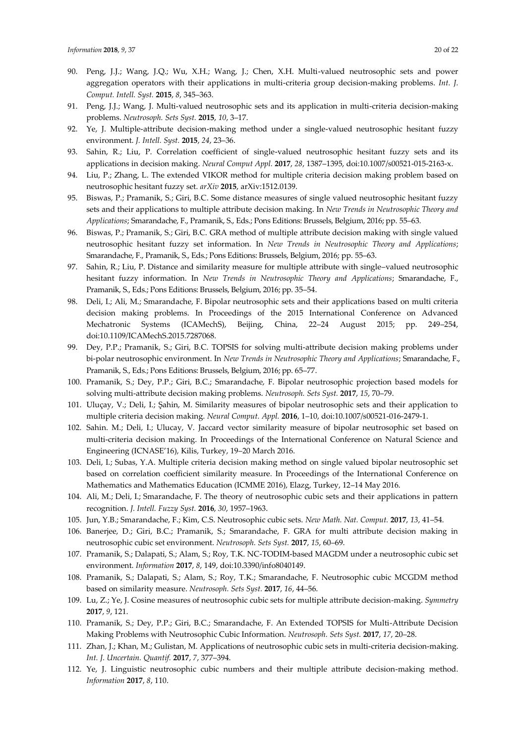90. Peng, J.J.; Wang, J.Q.; Wu, X.H.; Wang, J.; Chen, X.H. Multi-valued neutrosophic sets and power aggregation operators with their applications in multi-criteria group decision-making problems. *Int. J. Comput. Intell. Syst.* **2015**, *8*, 345–363.
91. Peng, J.J.; Wang, J. Multi-valued neutrosophic sets and its application in multi-criteria decision-making problems. *Neutrosoph. Sets Syst.* **2015**, *10*, 3–17.
92. Ye, J. Multiple-attribute decision-making method under a single-valued neutrosophic hesitant fuzzy environment. *J. Intell. Syst.* **2015**, *24*, 23–36.
93. Sahin, R.; Liu, P. Correlation coefficient of single-valued neutrosophic hesitant fuzzy sets and its applications in decision making. *Neural Comput Appl.* **2017**, *28*, 1387–1395, doi:10.1007/s00521-015-2163-x.
94. Liu, P.; Zhang, L. The extended VIKOR method for multiple criteria decision making problem based on neutrosophic hesitant fuzzy set. *arXiv* **2015**, arXiv:1512.0139.
95. Biswas, P.; Pramanik, S.; Giri, B.C. Some distance measures of single valued neutrosophic hesitant fuzzy sets and their applications to multiple attribute decision making. In *New Trends in Neutrosophic Theory and Applications*; Smarandache, F., Pramanik, S., Eds.; Pons Editions: Brussels, Belgium, 2016; pp. 55–63.
96. Biswas, P.; Pramanik, S.; Giri, B.C. GRA method of multiple attribute decision making with single valued neutrosophic hesitant fuzzy set information. In *New Trends in Neutrosophic Theory and Applications*; Smarandache, F., Pramanik, S., Eds.; Pons Editions: Brussels, Belgium, 2016; pp. 55–63.
97. Sahin, R.; Liu, P. Distance and similarity measure for multiple attribute with single–valued neutrosophic hesitant fuzzy information. In *New Trends in Neutrosophic Theory and Applications*; Smarandache, F., Pramanik, S., Eds.; Pons Editions: Brussels, Belgium, 2016; pp. 35–54.
98. Deli, I.; Ali, M.; Smarandache, F. Bipolar neutrosophic sets and their applications based on multi criteria decision making problems. In Proceedings of the 2015 International Conference on Advanced Mechatronic Systems (ICAMechS), Beijing, China, 22–24 August 2015; pp. 249–254, doi:10.1109/ICAMechS.2015.7287068.
99. Dey, P.P.; Pramanik, S.; Giri, B.C. TOPSIS for solving multi-attribute decision making problems under bi-polar neutrosophic environment. In *New Trends in Neutrosophic Theory and Applications*; Smarandache, F., Pramanik, S., Eds.; Pons Editions: Brussels, Belgium, 2016; pp. 65–77.
100. Pramanik, S.; Dey, P.P.; Giri, B.C.; Smarandache, F. Bipolar neutrosophic projection based models for solving multi-attribute decision making problems. *Neutrosoph. Sets Syst.* **2017**, *15*, 70–79.
101. Uluçay, V.; Deli, I.; Şahin, M. Similarity measures of bipolar neutrosophic sets and their application to multiple criteria decision making. *Neural Comput. Appl.* **2016**, 1–10, doi:10.1007/s00521-016-2479-1.
102. Sahin. M.; Deli, I.; Ulucay, V. Jaccard vector similarity measure of bipolar neutrosophic set based on multi-criteria decision making. In Proceedings of the International Conference on Natural Science and Engineering (ICNASE'16), Kilis, Turkey, 19–20 March 2016.
103. Deli, I.; Subas, Y.A. Multiple criteria decision making method on single valued bipolar neutrosophic set based on correlation coefficient similarity measure. In Proceedings of the International Conference on Mathematics and Mathematics Education (ICMME 2016), Elazg, Turkey, 12–14 May 2016.
104. Ali, M.; Deli, I.; Smarandache, F. The theory of neutrosophic cubic sets and their applications in pattern recognition. *J. Intell. Fuzzy Syst.* **2016**, *30*, 1957–1963.
105. Jun, Y.B.; Smarandache, F.; Kim, C.S. Neutrosophic cubic sets. *New Math. Nat. Comput.* **2017**, *13*, 41–54.
106. Banerjee, D.; Giri, B.C.; Pramanik, S.; Smarandache, F. GRA for multi attribute decision making in neutrosophic cubic set environment. *Neutrosoph. Sets Syst.* **2017**, *15*, 60–69.
107. Pramanik, S.; Dalapati, S.; Alam, S.; Roy, T.K. NC-TODIM-based MAGDM under a neutrosophic cubic set environment. *Information* **2017**, *8*, 149, doi:10.3390/info8040149.
108. Pramanik, S.; Dalapati, S.; Alam, S.; Roy, T.K.; Smarandache, F. Neutrosophic cubic MCGDM method based on similarity measure. *Neutrosoph. Sets Syst.* **2017**, *16*, 44–56.
109. Lu, Z.; Ye, J. Cosine measures of neutrosophic cubic sets for multiple attribute decision-making. *Symmetry* **2017**, *9*, 121.
110. Pramanik, S.; Dey, P.P.; Giri, B.C.; Smarandache, F. An Extended TOPSIS for Multi-Attribute Decision Making Problems with Neutrosophic Cubic Information. *Neutrosoph. Sets Syst.* **2017**, *17*, 20–28.
111. Zhan, J.; Khan, M.; Gulistan, M. Applications of neutrosophic cubic sets in multi-criteria decision-making. *Int. J. Uncertain. Quantif.* **2017**, *7*, 377–394.
112. Ye, J. Linguistic neutrosophic cubic numbers and their multiple attribute decision-making method. *Information* **2017**, *8*, 110.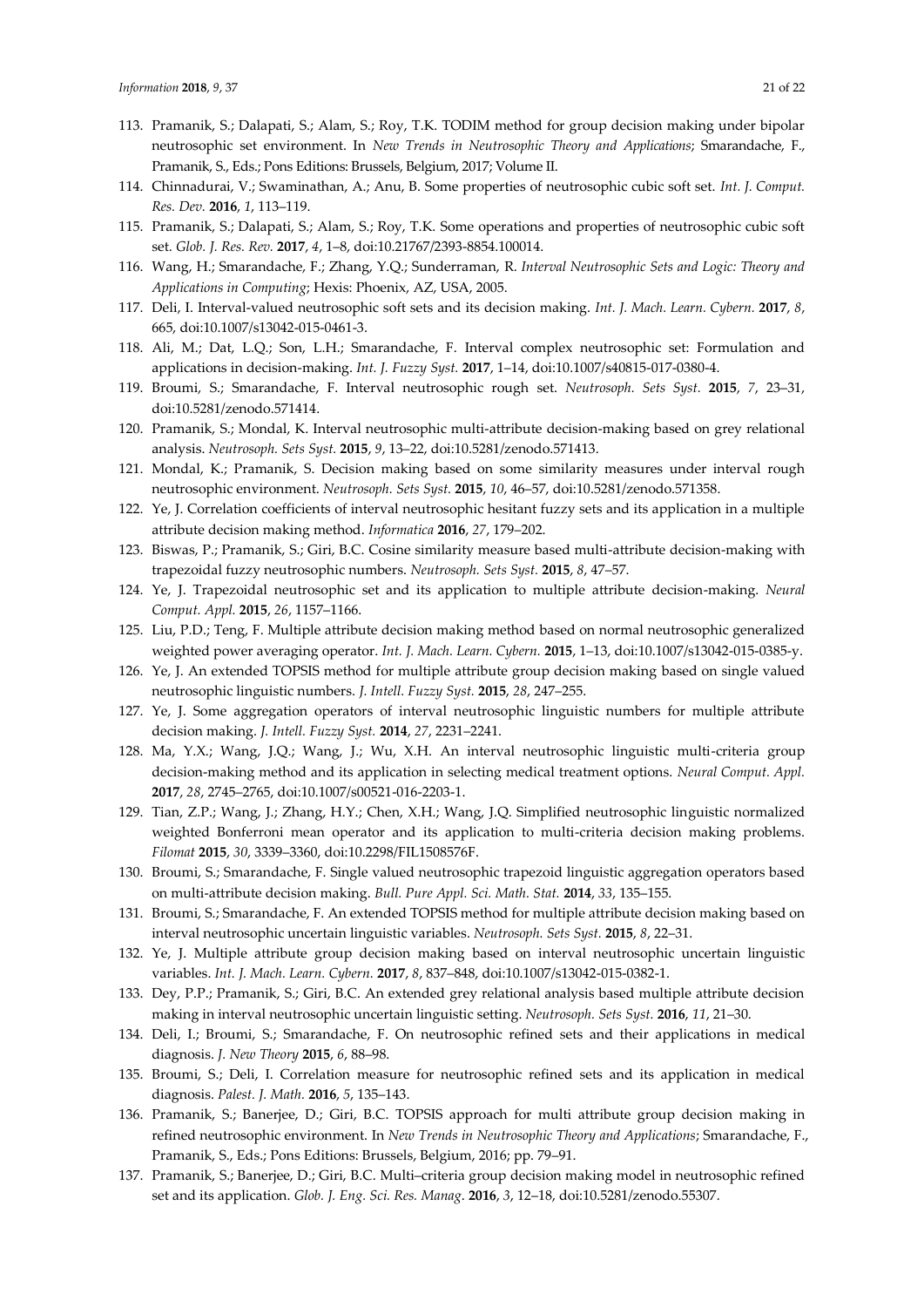113. Pramanik, S.; Dalapati, S.; Alam, S.; Roy, T.K. TODIM method for group decision making under bipolar neutrosophic set environment. In *New Trends in Neutrosophic Theory and Applications*; Smarandache, F., Pramanik, S., Eds.; Pons Editions: Brussels, Belgium, 2017; Volume II.
114. Chinnadurai, V.; Swaminathan, A.; Anu, B. Some properties of neutrosophic cubic soft set. *Int. J. Comput. Res. Dev.* **2016**, *1*, 113–119.
115. Pramanik, S.; Dalapati, S.; Alam, S.; Roy, T.K. Some operations and properties of neutrosophic cubic soft set. *Glob. J. Res. Rev.* **2017**, *4*, 1–8, doi:10.21767/2393-8854.100014.
116. Wang, H.; Smarandache, F.; Zhang, Y.Q.; Sunderraman, R. *Interval Neutrosophic Sets and Logic: Theory and Applications in Computing*; Hexis: Phoenix, AZ, USA, 2005.
117. Deli, I. Interval-valued neutrosophic soft sets and its decision making. *Int. J. Mach. Learn. Cybern.* **2017**, *8*, 665, doi:10.1007/s13042-015-0461-3.
118. Ali, M.; Dat, L.Q.; Son, L.H.; Smarandache, F. Interval complex neutrosophic set: Formulation and applications in decision-making. *Int. J. Fuzzy Syst.* **2017**, 1–14, doi:10.1007/s40815-017-0380-4.
119. Broumi, S.; Smarandache, F. Interval neutrosophic rough set. *Neutrosoph. Sets Syst.* **2015**, *7*, 23–31, doi:10.5281/zenodo.571414.
120. Pramanik, S.; Mondal, K. Interval neutrosophic multi-attribute decision-making based on grey relational analysis. *Neutrosoph. Sets Syst.* **2015**, *9*, 13–22, doi:10.5281/zenodo.571413.
121. Mondal, K.; Pramanik, S. Decision making based on some similarity measures under interval rough neutrosophic environment. *Neutrosoph. Sets Syst.* **2015**, *10*, 46–57, doi:10.5281/zenodo.571358.
122. Ye, J. Correlation coefficients of interval neutrosophic hesitant fuzzy sets and its application in a multiple attribute decision making method. *Informatica* **2016**, *27*, 179–202.
123. Biswas, P.; Pramanik, S.; Giri, B.C. Cosine similarity measure based multi-attribute decision-making with trapezoidal fuzzy neutrosophic numbers. *Neutrosoph. Sets Syst.* **2015**, *8*, 47–57.
124. Ye, J. Trapezoidal neutrosophic set and its application to multiple attribute decision-making. *Neural Comput. Appl.* **2015**, *26*, 1157–1166.
125. Liu, P.D.; Teng, F. Multiple attribute decision making method based on normal neutrosophic generalized weighted power averaging operator. *Int. J. Mach. Learn. Cybern.* **2015**, 1–13, doi:10.1007/s13042-015-0385-y.
126. Ye, J. An extended TOPSIS method for multiple attribute group decision making based on single valued neutrosophic linguistic numbers. *J. Intell. Fuzzy Syst.* **2015**, *28*, 247–255.
127. Ye, J. Some aggregation operators of interval neutrosophic linguistic numbers for multiple attribute decision making. *J. Intell. Fuzzy Syst.* **2014**, *27*, 2231–2241.
128. Ma, Y.X.; Wang, J.Q.; Wang, J.; Wu, X.H. An interval neutrosophic linguistic multi-criteria group decision-making method and its application in selecting medical treatment options. *Neural Comput. Appl.* **2017**, *28*, 2745–2765, doi:10.1007/s00521-016-2203-1.
129. Tian, Z.P.; Wang, J.; Zhang, H.Y.; Chen, X.H.; Wang, J.Q. Simplified neutrosophic linguistic normalized weighted Bonferroni mean operator and its application to multi-criteria decision making problems. *Filomat* **2015**, *30*, 3339–3360, doi:10.2298/FIL1508576F.
130. Broumi, S.; Smarandache, F. Single valued neutrosophic trapezoid linguistic aggregation operators based on multi-attribute decision making. *Bull. Pure Appl. Sci. Math. Stat.* **2014**, *33*, 135–155.
131. Broumi, S.; Smarandache, F. An extended TOPSIS method for multiple attribute decision making based on interval neutrosophic uncertain linguistic variables. *Neutrosoph. Sets Syst.* **2015**, *8*, 22–31.
132. Ye, J. Multiple attribute group decision making based on interval neutrosophic uncertain linguistic variables. *Int. J. Mach. Learn. Cybern.* **2017**, *8*, 837–848, doi:10.1007/s13042-015-0382-1.
133. Dey, P.P.; Pramanik, S.; Giri, B.C. An extended grey relational analysis based multiple attribute decision making in interval neutrosophic uncertain linguistic setting. *Neutrosoph. Sets Syst.* **2016**, *11*, 21–30.
134. Deli, I.; Broumi, S.; Smarandache, F. On neutrosophic refined sets and their applications in medical diagnosis. *J. New Theory* **2015**, *6*, 88–98.
135. Broumi, S.; Deli, I. Correlation measure for neutrosophic refined sets and its application in medical diagnosis. *Palest. J. Math.* **2016**, *5*, 135–143.
136. Pramanik, S.; Banerjee, D.; Giri, B.C. TOPSIS approach for multi attribute group decision making in refined neutrosophic environment. In *New Trends in Neutrosophic Theory and Applications*; Smarandache, F., Pramanik, S., Eds.; Pons Editions: Brussels, Belgium, 2016; pp. 79–91.
137. Pramanik, S.; Banerjee, D.; Giri, B.C. Multi–criteria group decision making model in neutrosophic refined set and its application. *Glob. J. Eng. Sci. Res. Manag.* **2016**, *3*, 12–18, doi:10.5281/zenodo.55307.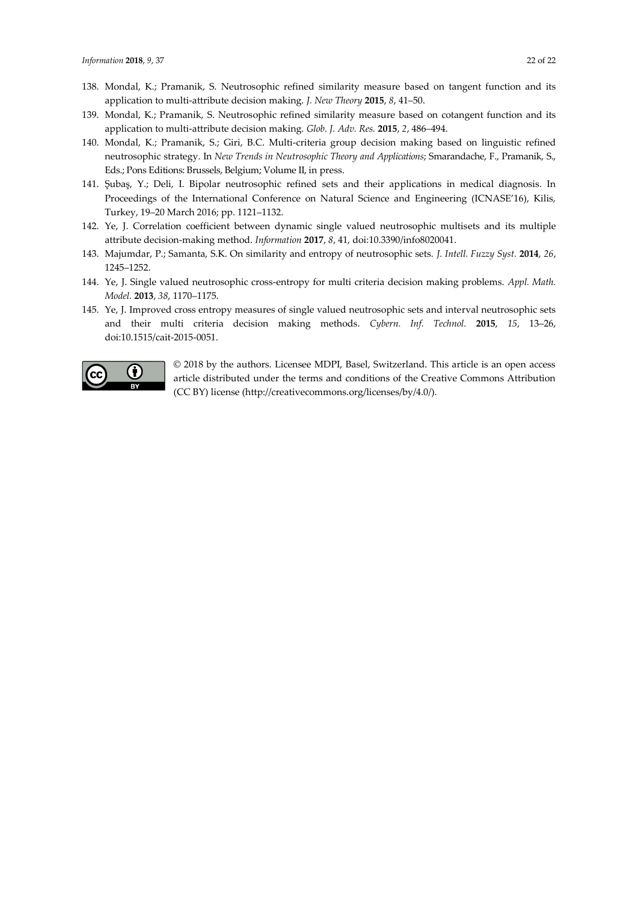138. Mondal, K.; Pramanik, S. Neutrosophic refined similarity measure based on tangent function and its application to multi-attribute decision making. *J. New Theory* **2015**, *8*, 41–50.
139. Mondal, K.; Pramanik, S. Neutrosophic refined similarity measure based on cotangent function and its application to multi-attribute decision making. *Glob. J. Adv. Res.* **2015**, *2*, 486–494.
140. Mondal, K.; Pramanik, S.; Giri, B.C. Multi-criteria group decision making based on linguistic refined neutrosophic strategy. In *New Trends in Neutrosophic Theory and Applications*; Smarandache, F., Pramanik, S., Eds.; Pons Editions: Brussels, Belgium; Volume II, in press.
141. Şubaş, Y.; Deli, I. Bipolar neutrosophic refined sets and their applications in medical diagnosis. In Proceedings of the International Conference on Natural Science and Engineering (ICNASE'16), Kilis, Turkey, 19–20 March 2016; pp. 1121–1132.
142. Ye, J. Correlation coefficient between dynamic single valued neutrosophic multisets and its multiple attribute decision-making method. *Information* **2017**, *8*, 41, doi:10.3390/info8020041.
143. Majumdar, P.; Samanta, S.K. On similarity and entropy of neutrosophic sets. *J. Intell. Fuzzy Syst.* **2014**, *26*, 1245–1252.
144. Ye, J. Single valued neutrosophic cross-entropy for multi criteria decision making problems. *Appl. Math. Model.* **2013**, *38*, 1170–1175.
145. Ye, J. Improved cross entropy measures of single valued neutrosophic sets and interval neutrosophic sets and their multi criteria decision making methods. *Cybern. Inf. Technol.* **2015**, *15*, 13–26, doi:10.1515/cait-2015-0051.

© 2018 by the authors. Licensee MDPI, Basel, Switzerland. This article is an open access article distributed under the terms and conditions of the Creative Commons Attribution (CC BY) license (http://creativecommons.org/licenses/by/4.0/).